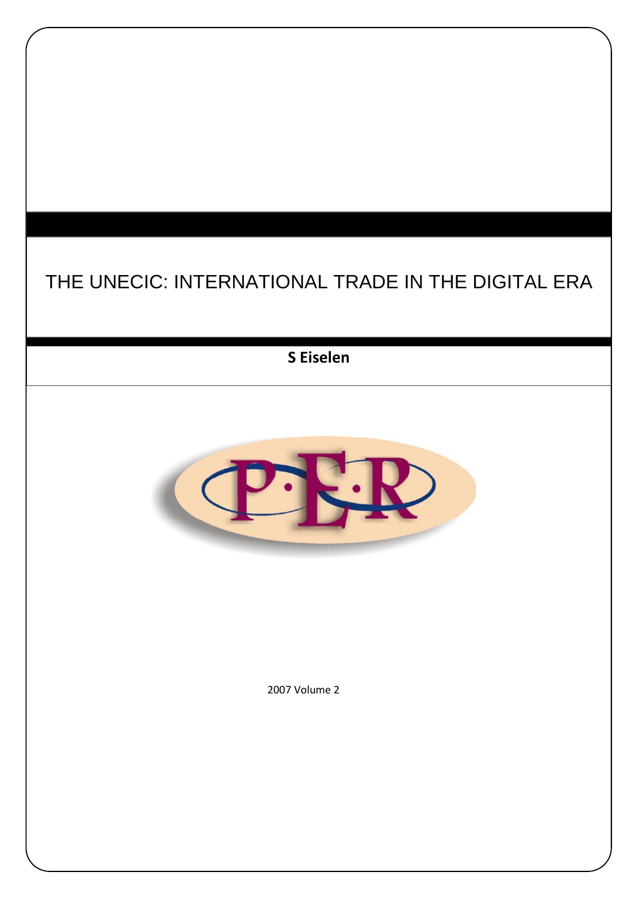# THE UNECIC: INTERNATIONAL TRADE IN THE DIGITAL ERA

**S Eiselen**

2007 Volume 2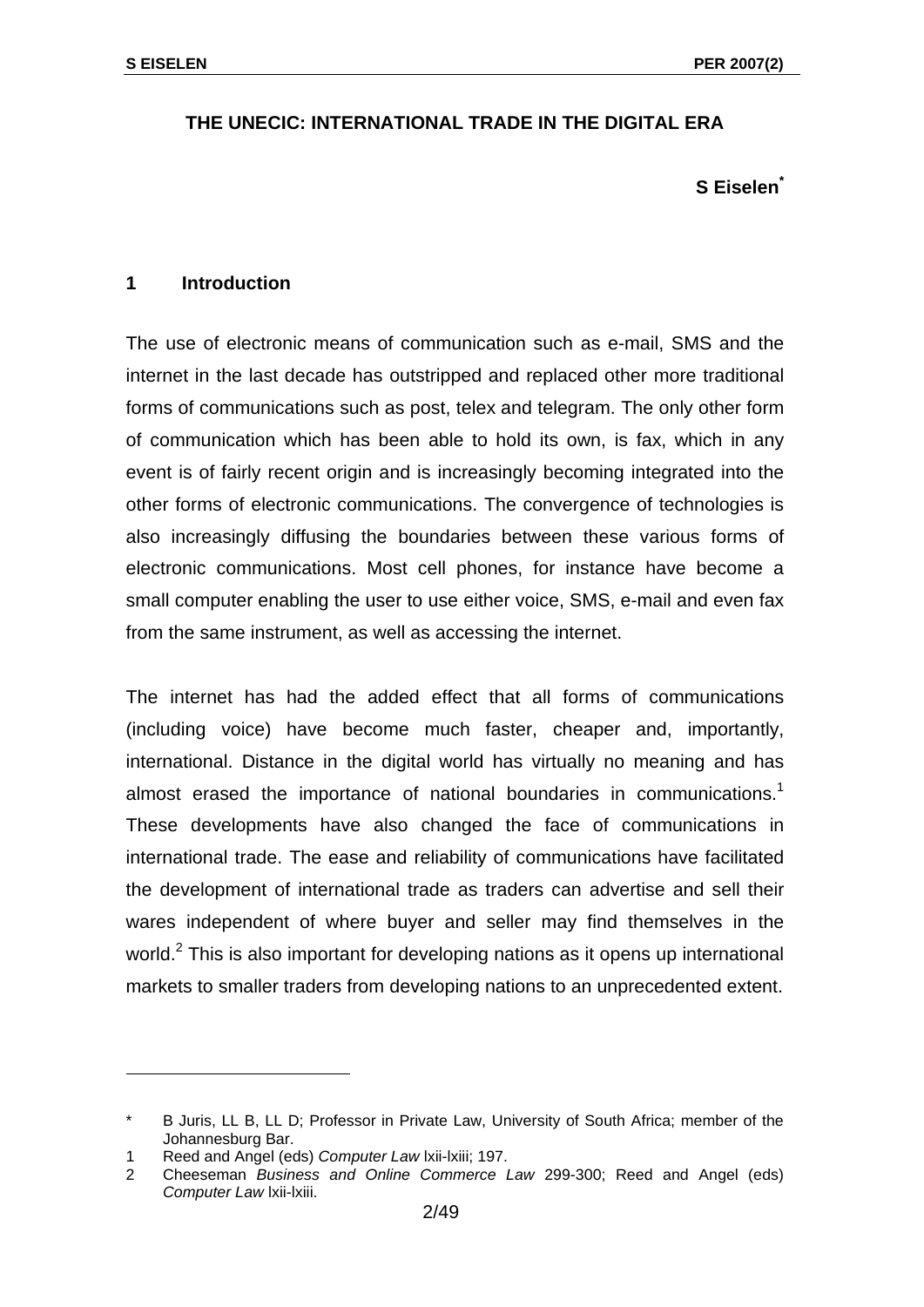# THE UNECIC: INTERNATIONAL TRADE IN THE DIGITAL ERA

**S Eiselen***

## 1 Introduction

The use of electronic means of communication such as e-mail, SMS and the internet in the last decade has outstripped and replaced other more traditional forms of communications such as post, telex and telegram. The only other form of communication which has been able to hold its own, is fax, which in any event is of fairly recent origin and is increasingly becoming integrated into the other forms of electronic communications. The convergence of technologies is also increasingly diffusing the boundaries between these various forms of electronic communications. Most cell phones, for instance have become a small computer enabling the user to use either voice, SMS, e-mail and even fax from the same instrument, as well as accessing the internet.

The internet has had the added effect that all forms of communications (including voice) have become much faster, cheaper and, importantly, international. Distance in the digital world has virtually no meaning and has almost erased the importance of national boundaries in communications.[1] These developments have also changed the face of communications in international trade. The ease and reliability of communications have facilitated the development of international trade as traders can advertise and sell their wares independent of where buyer and seller may find themselves in the world.[2] This is also important for developing nations as it opens up international markets to smaller traders from developing nations to an unprecedented extent.

---

\* B Juris, LL B, LL D; Professor in Private Law, University of South Africa; member of the Johannesburg Bar.

1 Reed and Angel (eds) *Computer Law* lxii-lxiii; 197.

2 Cheeseman *Business and Online Commerce Law* 299-300; Reed and Angel (eds) *Computer Law* lxii-lxiii.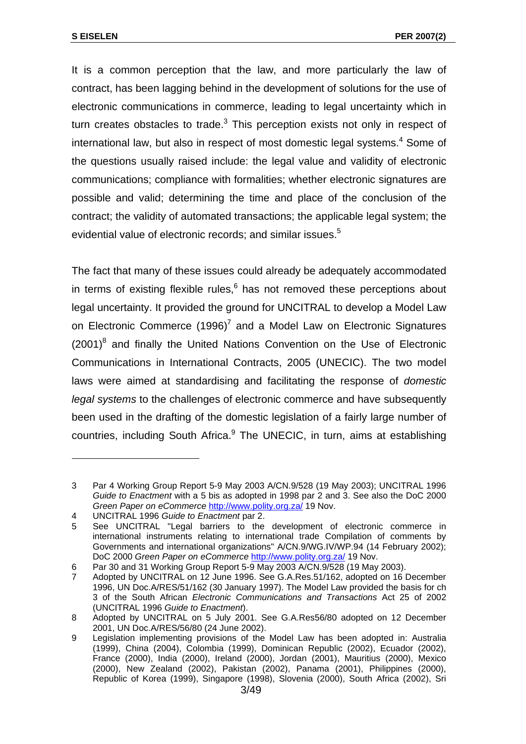It is a common perception that the law, and more particularly the law of contract, has been lagging behind in the development of solutions for the use of electronic communications in commerce, leading to legal uncertainty which in turn creates obstacles to trade.[3] This perception exists not only in respect of international law, but also in respect of most domestic legal systems.[4] Some of the questions usually raised include: the legal value and validity of electronic communications; compliance with formalities; whether electronic signatures are possible and valid; determining the time and place of the conclusion of the contract; the validity of automated transactions; the applicable legal system; the evidential value of electronic records; and similar issues.[5]

The fact that many of these issues could already be adequately accommodated in terms of existing flexible rules,[6] has not removed these perceptions about legal uncertainty. It provided the ground for UNCITRAL to develop a Model Law on Electronic Commerce (1996)[7] and a Model Law on Electronic Signatures (2001)[8] and finally the United Nations Convention on the Use of Electronic Communications in International Contracts, 2005 (UNECIC). The two model laws were aimed at standardising and facilitating the response of *domestic legal systems* to the challenges of electronic commerce and have subsequently been used in the drafting of the domestic legislation of a fairly large number of countries, including South Africa.[9] The UNECIC, in turn, aims at establishing

---

3 Par 4 Working Group Report 5-9 May 2003 A/CN.9/528 (19 May 2003); UNCITRAL 1996 *Guide to Enactment* with a 5 bis as adopted in 1998 par 2 and 3. See also the DoC 2000 *Green Paper on eCommerce* http://www.polity.org.za/ 19 Nov.

4 UNCITRAL 1996 *Guide to Enactment* par 2.

5 See UNCITRAL "Legal barriers to the development of electronic commerce in international instruments relating to international trade Compilation of comments by Governments and international organizations" A/CN.9/WG.IV/WP.94 (14 February 2002); DoC 2000 *Green Paper on eCommerce* http://www.polity.org.za/ 19 Nov.

6 Par 30 and 31 Working Group Report 5-9 May 2003 A/CN.9/528 (19 May 2003).

7 Adopted by UNCITRAL on 12 June 1996. See G.A.Res.51/162, adopted on 16 December 1996, UN Doc.A/RES/51/162 (30 January 1997). The Model Law provided the basis for ch 3 of the South African *Electronic Communications and Transactions* Act 25 of 2002 (UNCITRAL 1996 *Guide to Enactment*).

8 Adopted by UNCITRAL on 5 July 2001. See G.A.Res56/80 adopted on 12 December 2001, UN Doc.A/RES/56/80 (24 June 2002).

9 Legislation implementing provisions of the Model Law has been adopted in: Australia (1999), China (2004), Colombia (1999), Dominican Republic (2002), Ecuador (2002), France (2000), India (2000), Ireland (2000), Jordan (2001), Mauritius (2000), Mexico (2000), New Zealand (2002), Pakistan (2002), Panama (2001), Philippines (2000), Republic of Korea (1999), Singapore (1998), Slovenia (2000), South Africa (2002), Sri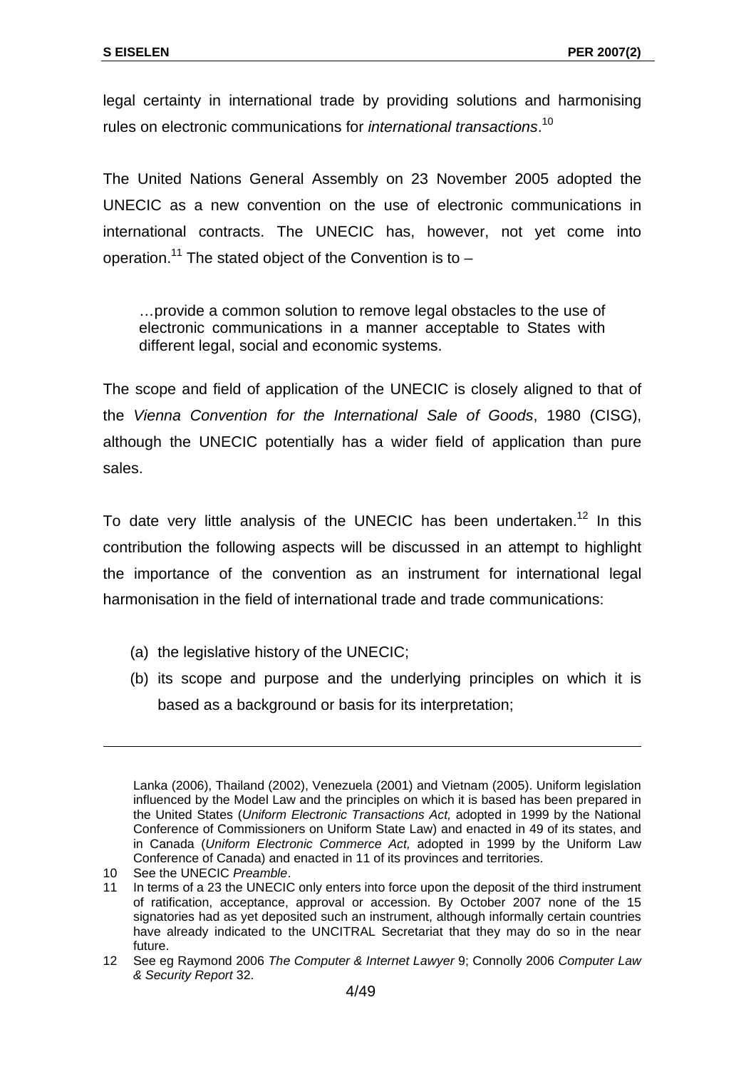legal certainty in international trade by providing solutions and harmonising rules on electronic communications for *international transactions*.[10]

The United Nations General Assembly on 23 November 2005 adopted the UNECIC as a new convention on the use of electronic communications in international contracts. The UNECIC has, however, not yet come into operation.[11] The stated object of the Convention is to –

> …provide a common solution to remove legal obstacles to the use of electronic communications in a manner acceptable to States with different legal, social and economic systems.

The scope and field of application of the UNECIC is closely aligned to that of the *Vienna Convention for the International Sale of Goods*, 1980 (CISG), although the UNECIC potentially has a wider field of application than pure sales.

To date very little analysis of the UNECIC has been undertaken.[12] In this contribution the following aspects will be discussed in an attempt to highlight the importance of the convention as an instrument for international legal harmonisation in the field of international trade and trade communications:

(a) the legislative history of the UNECIC;

(b) its scope and purpose and the underlying principles on which it is based as a background or basis for its interpretation;

---

Lanka (2006), Thailand (2002), Venezuela (2001) and Vietnam (2005). Uniform legislation influenced by the Model Law and the principles on which it is based has been prepared in the United States (*Uniform Electronic Transactions Act,* adopted in 1999 by the National Conference of Commissioners on Uniform State Law) and enacted in 49 of its states, and in Canada (*Uniform Electronic Commerce Act,* adopted in 1999 by the Uniform Law Conference of Canada) and enacted in 11 of its provinces and territories.

10 See the UNECIC *Preamble*.

11 In terms of a 23 the UNECIC only enters into force upon the deposit of the third instrument of ratification, acceptance, approval or accession. By October 2007 none of the 15 signatories had as yet deposited such an instrument, although informally certain countries have already indicated to the UNCITRAL Secretariat that they may do so in the near future.

12 See eg Raymond 2006 *The Computer & Internet Lawyer* 9; Connolly 2006 *Computer Law & Security Report* 32.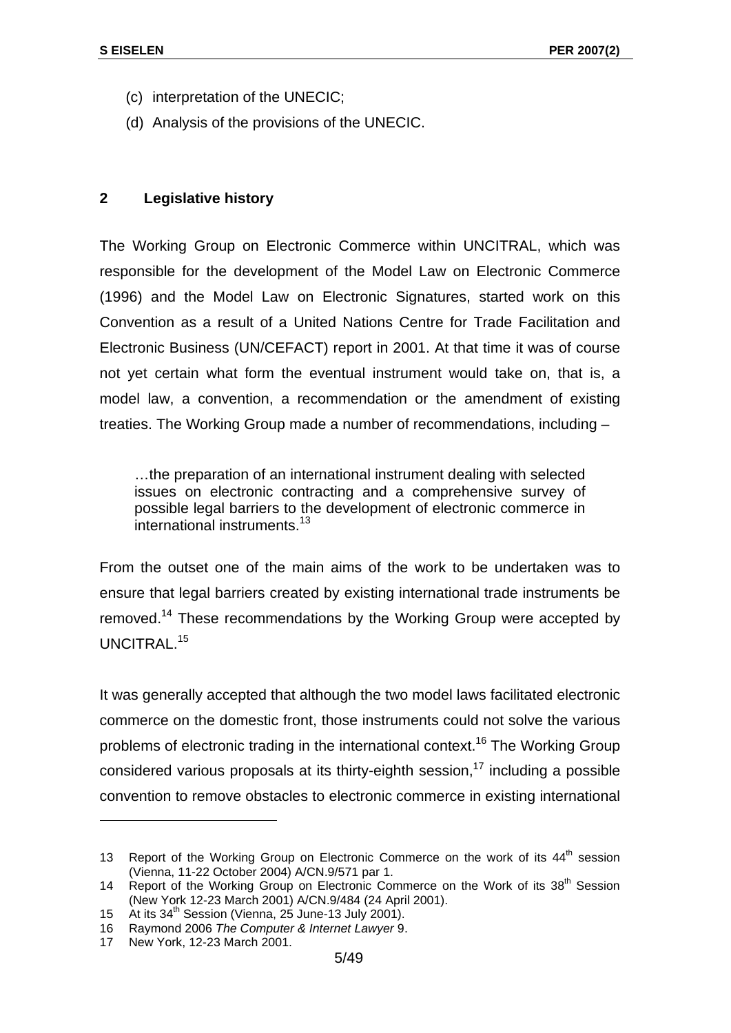(c) interpretation of the UNECIC;

(d) Analysis of the provisions of the UNECIC.

## 2 Legislative history

The Working Group on Electronic Commerce within UNCITRAL, which was responsible for the development of the Model Law on Electronic Commerce (1996) and the Model Law on Electronic Signatures, started work on this Convention as a result of a United Nations Centre for Trade Facilitation and Electronic Business (UN/CEFACT) report in 2001. At that time it was of course not yet certain what form the eventual instrument would take on, that is, a model law, a convention, a recommendation or the amendment of existing treaties. The Working Group made a number of recommendations, including –

> …the preparation of an international instrument dealing with selected issues on electronic contracting and a comprehensive survey of possible legal barriers to the development of electronic commerce in international instruments.[13]

From the outset one of the main aims of the work to be undertaken was to ensure that legal barriers created by existing international trade instruments be removed.[14] These recommendations by the Working Group were accepted by UNCITRAL.[15]

It was generally accepted that although the two model laws facilitated electronic commerce on the domestic front, those instruments could not solve the various problems of electronic trading in the international context.[16] The Working Group considered various proposals at its thirty-eighth session,[17] including a possible convention to remove obstacles to electronic commerce in existing international

---

13 Report of the Working Group on Electronic Commerce on the work of its 44th session (Vienna, 11-22 October 2004) A/CN.9/571 par 1.

14 Report of the Working Group on Electronic Commerce on the Work of its 38th Session (New York 12-23 March 2001) A/CN.9/484 (24 April 2001).

15 At its 34th Session (Vienna, 25 June-13 July 2001).

16 Raymond 2006 *The Computer & Internet Lawyer* 9.

17 New York, 12-23 March 2001.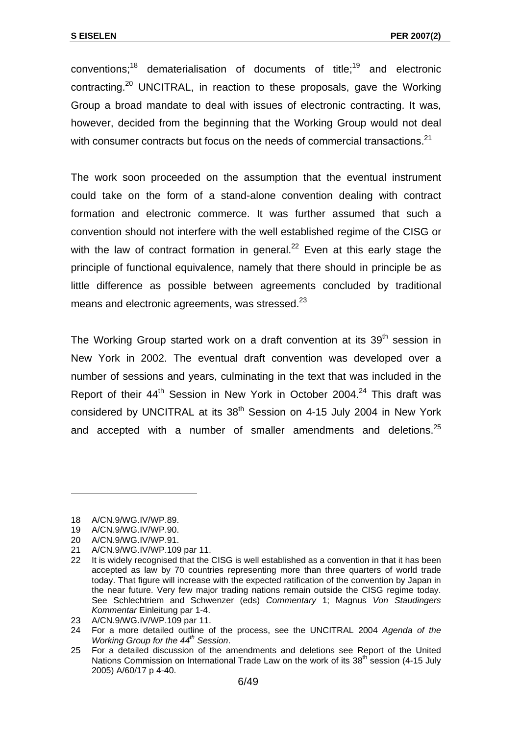conventions;[18] dematerialisation of documents of title;[19] and electronic contracting.[20] UNCITRAL, in reaction to these proposals, gave the Working Group a broad mandate to deal with issues of electronic contracting. It was, however, decided from the beginning that the Working Group would not deal with consumer contracts but focus on the needs of commercial transactions.[21]

The work soon proceeded on the assumption that the eventual instrument could take on the form of a stand-alone convention dealing with contract formation and electronic commerce. It was further assumed that such a convention should not interfere with the well established regime of the CISG or with the law of contract formation in general.[22] Even at this early stage the principle of functional equivalence, namely that there should in principle be as little difference as possible between agreements concluded by traditional means and electronic agreements, was stressed.[23]

The Working Group started work on a draft convention at its 39th session in New York in 2002. The eventual draft convention was developed over a number of sessions and years, culminating in the text that was included in the Report of their 44th Session in New York in October 2004.[24] This draft was considered by UNCITRAL at its 38th Session on 4-15 July 2004 in New York and accepted with a number of smaller amendments and deletions.[25]

---

18 A/CN.9/WG.IV/WP.89.

19 A/CN.9/WG.IV/WP.90.

20 A/CN.9/WG.IV/WP.91.

21 A/CN.9/WG.IV/WP.109 par 11.

22 It is widely recognised that the CISG is well established as a convention in that it has been accepted as law by 70 countries representing more than three quarters of world trade today. That figure will increase with the expected ratification of the convention by Japan in the near future. Very few major trading nations remain outside the CISG regime today. See Schlechtriem and Schwenzer (eds) *Commentary* 1; Magnus *Von Staudingers Kommentar* Einleitung par 1-4.

23 A/CN.9/WG.IV/WP.109 par 11.

24 For a more detailed outline of the process, see the UNCITRAL 2004 *Agenda of the Working Group for the 44th Session*.

25 For a detailed discussion of the amendments and deletions see Report of the United Nations Commission on International Trade Law on the work of its 38th session (4-15 July 2005) A/60/17 p 4-40.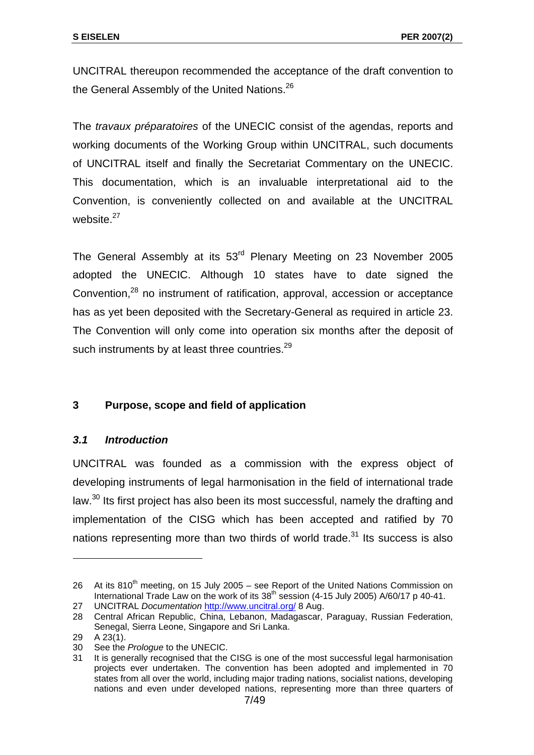UNCITRAL thereupon recommended the acceptance of the draft convention to the General Assembly of the United Nations.[26]

The *travaux préparatoires* of the UNECIC consist of the agendas, reports and working documents of the Working Group within UNCITRAL, such documents of UNCITRAL itself and finally the Secretariat Commentary on the UNECIC. This documentation, which is an invaluable interpretational aid to the Convention, is conveniently collected on and available at the UNCITRAL website.[27]

The General Assembly at its 53rd Plenary Meeting on 23 November 2005 adopted the UNECIC. Although 10 states have to date signed the Convention,[28] no instrument of ratification, approval, accession or acceptance has as yet been deposited with the Secretary-General as required in article 23. The Convention will only come into operation six months after the deposit of such instruments by at least three countries.[29]

## 3 Purpose, scope and field of application

### *3.1 Introduction*

UNCITRAL was founded as a commission with the express object of developing instruments of legal harmonisation in the field of international trade law.[30] Its first project has also been its most successful, namely the drafting and implementation of the CISG which has been accepted and ratified by 70 nations representing more than two thirds of world trade.[31] Its success is also

---

26 At its 810th meeting, on 15 July 2005 – see Report of the United Nations Commission on International Trade Law on the work of its 38th session (4-15 July 2005) A/60/17 p 40-41.

27 UNCITRAL *Documentation* http://www.uncitral.org/ 8 Aug.

28 Central African Republic, China, Lebanon, Madagascar, Paraguay, Russian Federation, Senegal, Sierra Leone, Singapore and Sri Lanka.

29 A 23(1).

30 See the *Prologue* to the UNECIC.

31 It is generally recognised that the CISG is one of the most successful legal harmonisation projects ever undertaken. The convention has been adopted and implemented in 70 states from all over the world, including major trading nations, socialist nations, developing nations and even under developed nations, representing more than three quarters of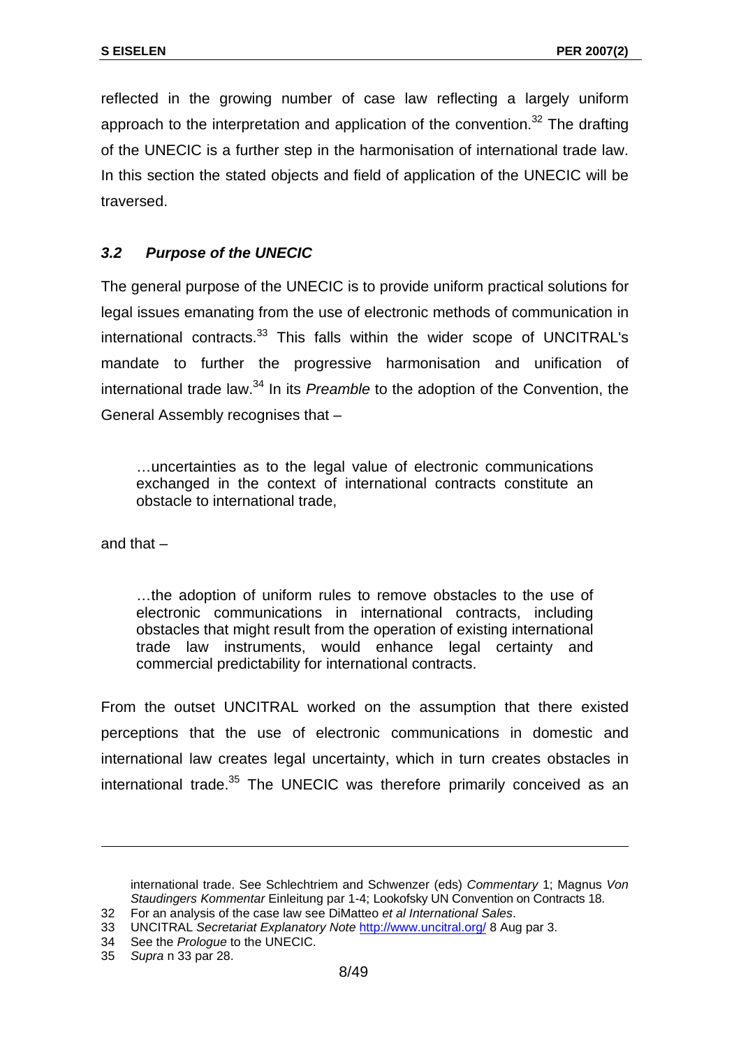reflected in the growing number of case law reflecting a largely uniform approach to the interpretation and application of the convention.[32] The drafting of the UNECIC is a further step in the harmonisation of international trade law. In this section the stated objects and field of application of the UNECIC will be traversed.

### *3.2 Purpose of the UNECIC*

The general purpose of the UNECIC is to provide uniform practical solutions for legal issues emanating from the use of electronic methods of communication in international contracts.[33] This falls within the wider scope of UNCITRAL's mandate to further the progressive harmonisation and unification of international trade law.[34] In its *Preamble* to the adoption of the Convention, the General Assembly recognises that –

> …uncertainties as to the legal value of electronic communications exchanged in the context of international contracts constitute an obstacle to international trade,

and that –

> …the adoption of uniform rules to remove obstacles to the use of electronic communications in international contracts, including obstacles that might result from the operation of existing international trade law instruments, would enhance legal certainty and commercial predictability for international contracts.

From the outset UNCITRAL worked on the assumption that there existed perceptions that the use of electronic communications in domestic and international law creates legal uncertainty, which in turn creates obstacles in international trade.[35] The UNECIC was therefore primarily conceived as an

---

international trade. See Schlechtriem and Schwenzer (eds) *Commentary* 1; Magnus *Von Staudingers Kommentar* Einleitung par 1-4; Lookofsky UN Convention on Contracts 18.

32 For an analysis of the case law see DiMatteo *et al International Sales*.

33 UNCITRAL *Secretariat Explanatory Note* http://www.uncitral.org/ 8 Aug par 3.

34 See the *Prologue* to the UNECIC.

35 *Supra* n 33 par 28.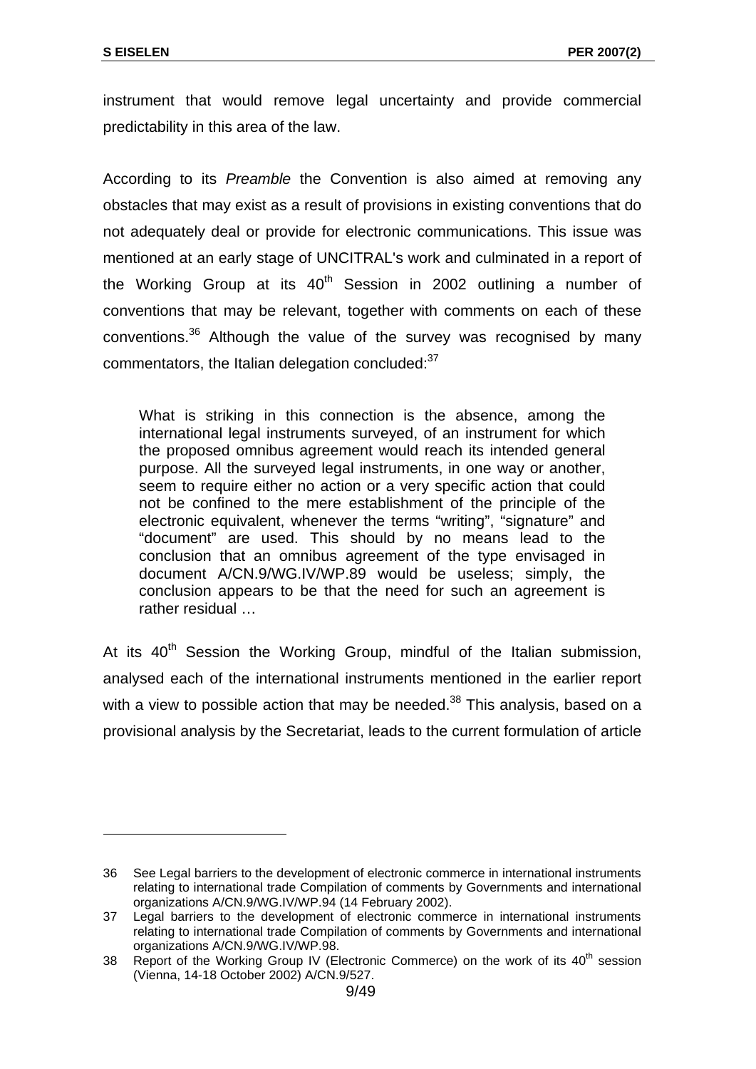instrument that would remove legal uncertainty and provide commercial predictability in this area of the law.

According to its *Preamble* the Convention is also aimed at removing any obstacles that may exist as a result of provisions in existing conventions that do not adequately deal or provide for electronic communications. This issue was mentioned at an early stage of UNCITRAL's work and culminated in a report of the Working Group at its 40th Session in 2002 outlining a number of conventions that may be relevant, together with comments on each of these conventions.[36] Although the value of the survey was recognised by many commentators, the Italian delegation concluded:[37]

> What is striking in this connection is the absence, among the international legal instruments surveyed, of an instrument for which the proposed omnibus agreement would reach its intended general purpose. All the surveyed legal instruments, in one way or another, seem to require either no action or a very specific action that could not be confined to the mere establishment of the principle of the electronic equivalent, whenever the terms "writing", "signature" and "document" are used. This should by no means lead to the conclusion that an omnibus agreement of the type envisaged in document A/CN.9/WG.IV/WP.89 would be useless; simply, the conclusion appears to be that the need for such an agreement is rather residual …

At its 40th Session the Working Group, mindful of the Italian submission, analysed each of the international instruments mentioned in the earlier report with a view to possible action that may be needed.[38] This analysis, based on a provisional analysis by the Secretariat, leads to the current formulation of article

---

36 See Legal barriers to the development of electronic commerce in international instruments relating to international trade Compilation of comments by Governments and international organizations A/CN.9/WG.IV/WP.94 (14 February 2002).

37 Legal barriers to the development of electronic commerce in international instruments relating to international trade Compilation of comments by Governments and international organizations A/CN.9/WG.IV/WP.98.

38 Report of the Working Group IV (Electronic Commerce) on the work of its 40th session (Vienna, 14-18 October 2002) A/CN.9/527.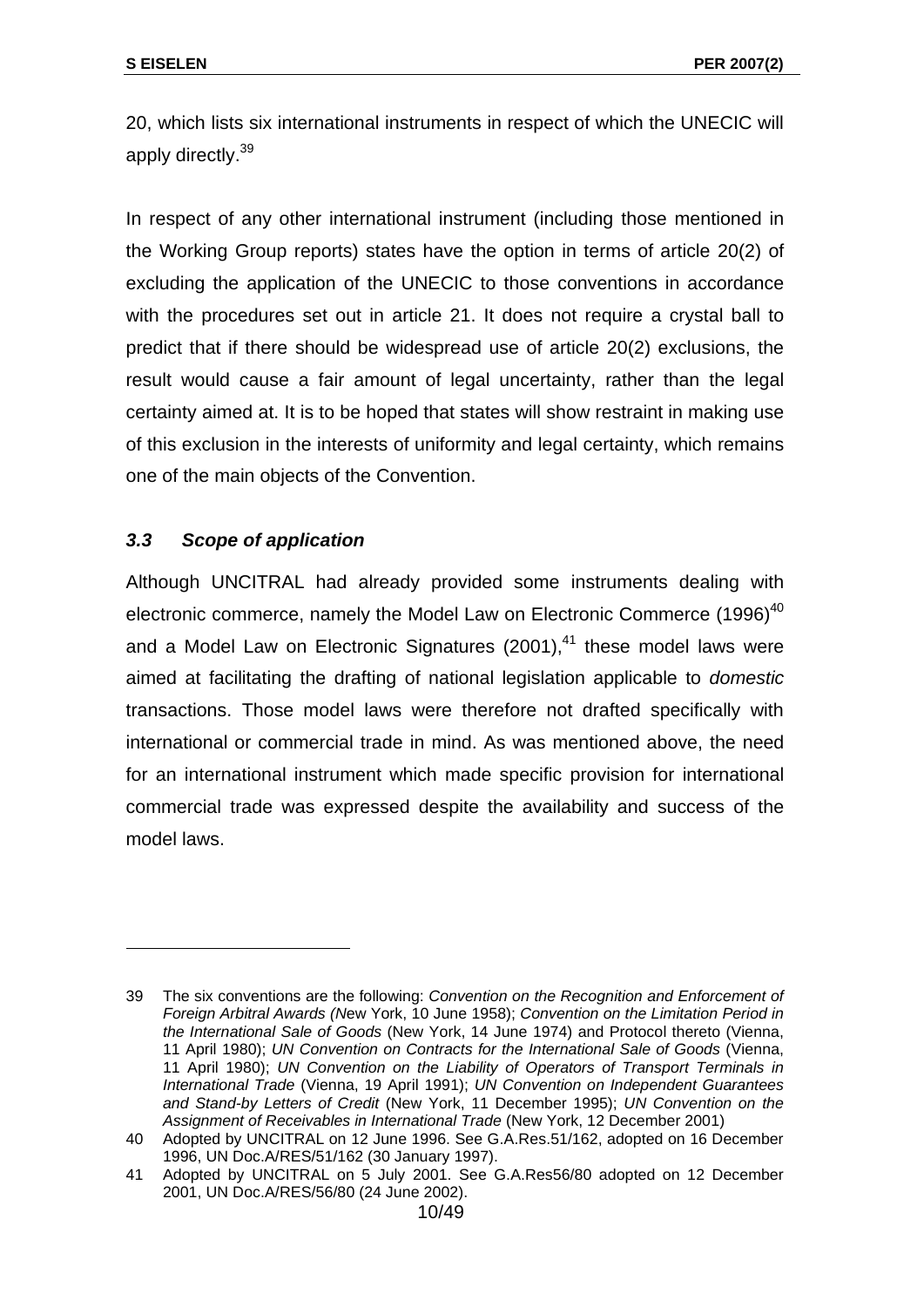20, which lists six international instruments in respect of which the UNECIC will apply directly.[39]

In respect of any other international instrument (including those mentioned in the Working Group reports) states have the option in terms of article 20(2) of excluding the application of the UNECIC to those conventions in accordance with the procedures set out in article 21. It does not require a crystal ball to predict that if there should be widespread use of article 20(2) exclusions, the result would cause a fair amount of legal uncertainty, rather than the legal certainty aimed at. It is to be hoped that states will show restraint in making use of this exclusion in the interests of uniformity and legal certainty, which remains one of the main objects of the Convention.

### *3.3 Scope of application*

Although UNCITRAL had already provided some instruments dealing with electronic commerce, namely the Model Law on Electronic Commerce (1996)[40] and a Model Law on Electronic Signatures (2001),[41] these model laws were aimed at facilitating the drafting of national legislation applicable to *domestic* transactions. Those model laws were therefore not drafted specifically with international or commercial trade in mind. As was mentioned above, the need for an international instrument which made specific provision for international commercial trade was expressed despite the availability and success of the model laws.

---

39 The six conventions are the following: *Convention on the Recognition and Enforcement of Foreign Arbitral Awards (N*ew York, 10 June 1958); *Convention on the Limitation Period in the International Sale of Goods* (New York, 14 June 1974) and Protocol thereto (Vienna, 11 April 1980); *UN Convention on Contracts for the International Sale of Goods* (Vienna, 11 April 1980); *UN Convention on the Liability of Operators of Transport Terminals in International Trade* (Vienna, 19 April 1991); *UN Convention on Independent Guarantees and Stand-by Letters of Credit* (New York, 11 December 1995); *UN Convention on the Assignment of Receivables in International Trade* (New York, 12 December 2001)

40 Adopted by UNCITRAL on 12 June 1996. See G.A.Res.51/162, adopted on 16 December 1996, UN Doc.A/RES/51/162 (30 January 1997).

41 Adopted by UNCITRAL on 5 July 2001. See G.A.Res56/80 adopted on 12 December 2001, UN Doc.A/RES/56/80 (24 June 2002).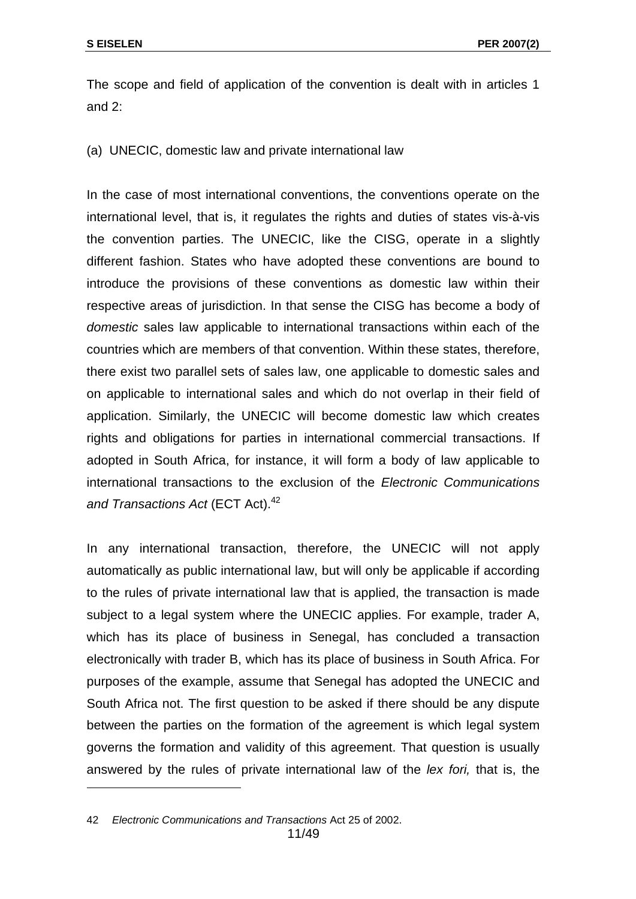The scope and field of application of the convention is dealt with in articles 1 and 2:

(a) UNECIC, domestic law and private international law

In the case of most international conventions, the conventions operate on the international level, that is, it regulates the rights and duties of states vis-à-vis the convention parties. The UNECIC, like the CISG, operate in a slightly different fashion. States who have adopted these conventions are bound to introduce the provisions of these conventions as domestic law within their respective areas of jurisdiction. In that sense the CISG has become a body of *domestic* sales law applicable to international transactions within each of the countries which are members of that convention. Within these states, therefore, there exist two parallel sets of sales law, one applicable to domestic sales and on applicable to international sales and which do not overlap in their field of application. Similarly, the UNECIC will become domestic law which creates rights and obligations for parties in international commercial transactions. If adopted in South Africa, for instance, it will form a body of law applicable to international transactions to the exclusion of the *Electronic Communications and Transactions Act* (ECT Act).[42]

In any international transaction, therefore, the UNECIC will not apply automatically as public international law, but will only be applicable if according to the rules of private international law that is applied, the transaction is made subject to a legal system where the UNECIC applies. For example, trader A, which has its place of business in Senegal, has concluded a transaction electronically with trader B, which has its place of business in South Africa. For purposes of the example, assume that Senegal has adopted the UNECIC and South Africa not. The first question to be asked if there should be any dispute between the parties on the formation of the agreement is which legal system governs the formation and validity of this agreement. That question is usually answered by the rules of private international law of the *lex fori,* that is, the

---

42 *Electronic Communications and Transactions* Act 25 of 2002.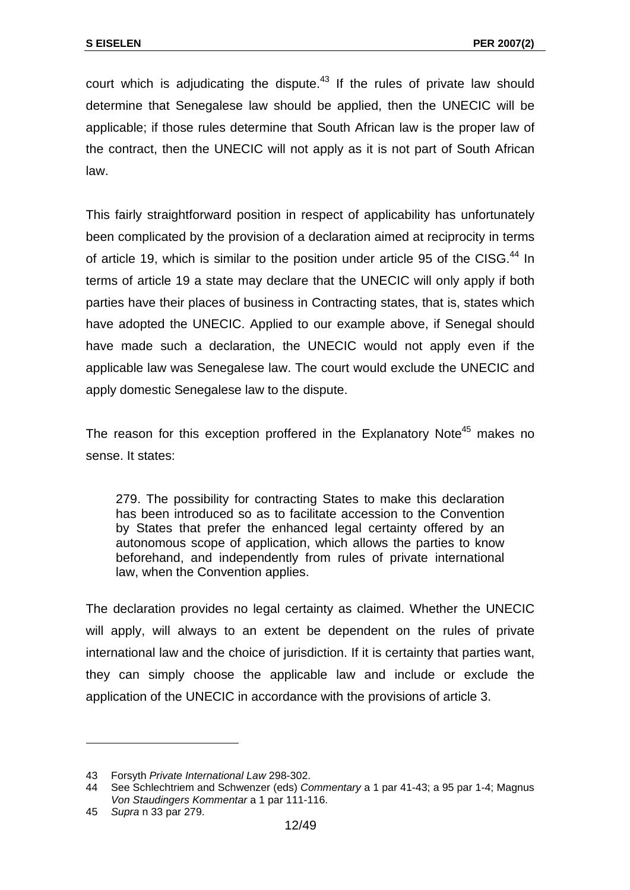court which is adjudicating the dispute.[43] If the rules of private law should determine that Senegalese law should be applied, then the UNECIC will be applicable; if those rules determine that South African law is the proper law of the contract, then the UNECIC will not apply as it is not part of South African law.

This fairly straightforward position in respect of applicability has unfortunately been complicated by the provision of a declaration aimed at reciprocity in terms of article 19, which is similar to the position under article 95 of the CISG.[44] In terms of article 19 a state may declare that the UNECIC will only apply if both parties have their places of business in Contracting states, that is, states which have adopted the UNECIC. Applied to our example above, if Senegal should have made such a declaration, the UNECIC would not apply even if the applicable law was Senegalese law. The court would exclude the UNECIC and apply domestic Senegalese law to the dispute.

The reason for this exception proffered in the Explanatory Note[45] makes no sense. It states:

> 279. The possibility for contracting States to make this declaration has been introduced so as to facilitate accession to the Convention by States that prefer the enhanced legal certainty offered by an autonomous scope of application, which allows the parties to know beforehand, and independently from rules of private international law, when the Convention applies.

The declaration provides no legal certainty as claimed. Whether the UNECIC will apply, will always to an extent be dependent on the rules of private international law and the choice of jurisdiction. If it is certainty that parties want, they can simply choose the applicable law and include or exclude the application of the UNECIC in accordance with the provisions of article 3.

---

43 Forsyth *Private International Law* 298-302.

44 See Schlechtriem and Schwenzer (eds) *Commentary* a 1 par 41-43; a 95 par 1-4; Magnus *Von Staudingers Kommentar* a 1 par 111-116.

45 *Supra* n 33 par 279.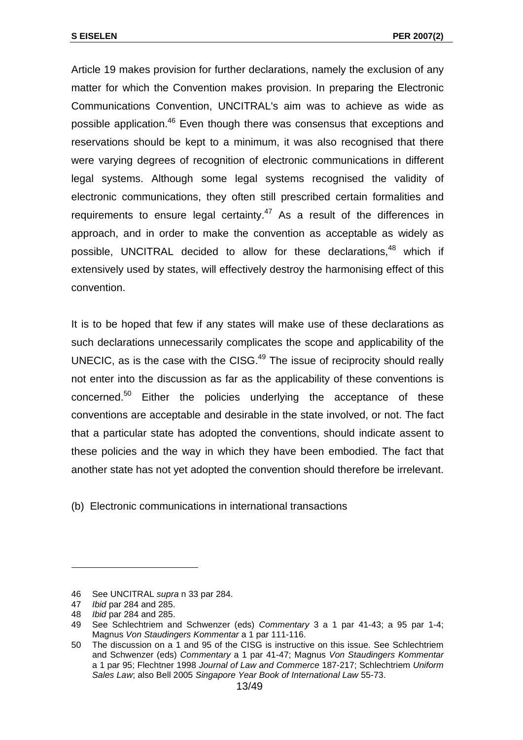Article 19 makes provision for further declarations, namely the exclusion of any matter for which the Convention makes provision. In preparing the Electronic Communications Convention, UNCITRAL's aim was to achieve as wide as possible application.[46] Even though there was consensus that exceptions and reservations should be kept to a minimum, it was also recognised that there were varying degrees of recognition of electronic communications in different legal systems. Although some legal systems recognised the validity of electronic communications, they often still prescribed certain formalities and requirements to ensure legal certainty.[47] As a result of the differences in approach, and in order to make the convention as acceptable as widely as possible, UNCITRAL decided to allow for these declarations,[48] which if extensively used by states, will effectively destroy the harmonising effect of this convention.

It is to be hoped that few if any states will make use of these declarations as such declarations unnecessarily complicates the scope and applicability of the UNECIC, as is the case with the CISG.[49] The issue of reciprocity should really not enter into the discussion as far as the applicability of these conventions is concerned.[50] Either the policies underlying the acceptance of these conventions are acceptable and desirable in the state involved, or not. The fact that a particular state has adopted the conventions, should indicate assent to these policies and the way in which they have been embodied. The fact that another state has not yet adopted the convention should therefore be irrelevant.

(b) Electronic communications in international transactions

---

46 See UNCITRAL *supra* n 33 par 284.

47 *Ibid* par 284 and 285.

48 *Ibid* par 284 and 285.

49 See Schlechtriem and Schwenzer (eds) *Commentary* 3 a 1 par 41-43; a 95 par 1-4; Magnus *Von Staudingers Kommentar* a 1 par 111-116.

50 The discussion on a 1 and 95 of the CISG is instructive on this issue. See Schlechtriem and Schwenzer (eds) *Commentary* a 1 par 41-47; Magnus *Von Staudingers Kommentar* a 1 par 95; Flechtner 1998 *Journal of Law and Commerce* 187-217; Schlechtriem *Uniform Sales Law*; also Bell 2005 *Singapore Year Book of International Law* 55-73.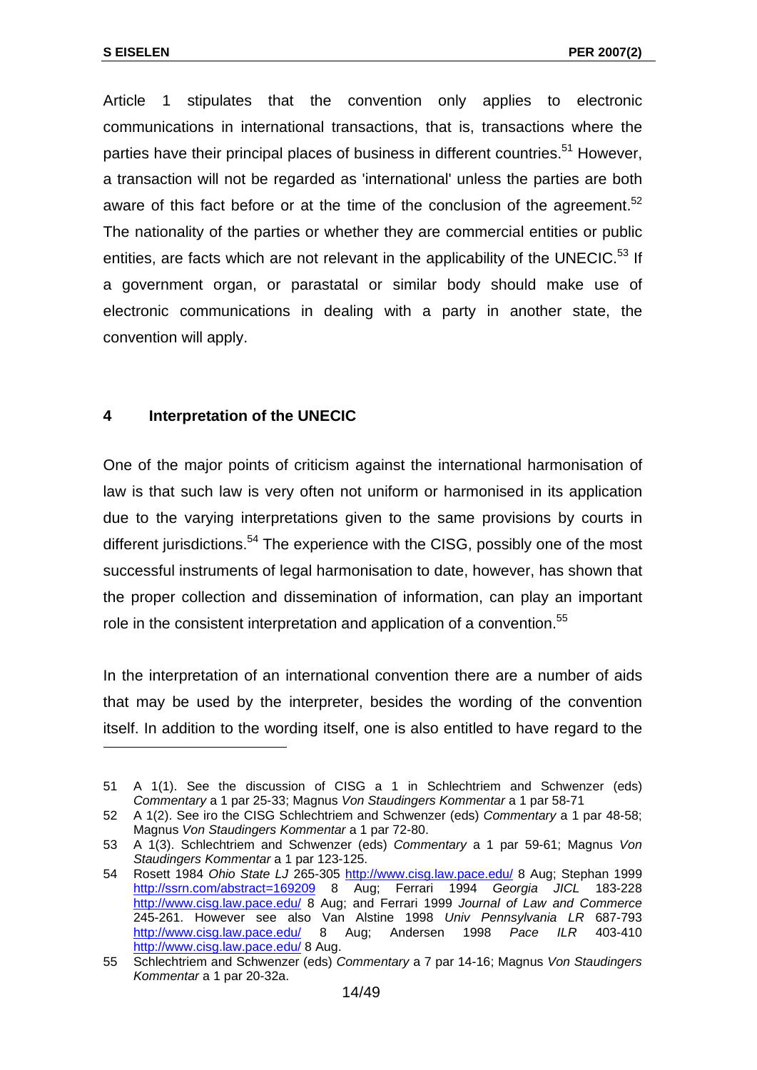Article 1 stipulates that the convention only applies to electronic communications in international transactions, that is, transactions where the parties have their principal places of business in different countries.[51] However, a transaction will not be regarded as 'international' unless the parties are both aware of this fact before or at the time of the conclusion of the agreement.[52] The nationality of the parties or whether they are commercial entities or public entities, are facts which are not relevant in the applicability of the UNECIC.[53] If a government organ, or parastatal or similar body should make use of electronic communications in dealing with a party in another state, the convention will apply.

## 4 Interpretation of the UNECIC

One of the major points of criticism against the international harmonisation of law is that such law is very often not uniform or harmonised in its application due to the varying interpretations given to the same provisions by courts in different jurisdictions.[54] The experience with the CISG, possibly one of the most successful instruments of legal harmonisation to date, however, has shown that the proper collection and dissemination of information, can play an important role in the consistent interpretation and application of a convention.[55]

In the interpretation of an international convention there are a number of aids that may be used by the interpreter, besides the wording of the convention itself. In addition to the wording itself, one is also entitled to have regard to the

---

51 A 1(1). See the discussion of CISG a 1 in Schlechtriem and Schwenzer (eds) *Commentary* a 1 par 25-33; Magnus *Von Staudingers Kommentar* a 1 par 58-71

52 A 1(2). See iro the CISG Schlechtriem and Schwenzer (eds) *Commentary* a 1 par 48-58; Magnus *Von Staudingers Kommentar* a 1 par 72-80.

53 A 1(3). Schlechtriem and Schwenzer (eds) *Commentary* a 1 par 59-61; Magnus *Von Staudingers Kommentar* a 1 par 123-125.

54 Rosett 1984 *Ohio State LJ* 265-305 http://www.cisg.law.pace.edu/ 8 Aug; Stephan 1999 http://ssrn.com/abstract=169209 8 Aug; Ferrari 1994 *Georgia JICL* 183-228 http://www.cisg.law.pace.edu/ 8 Aug; and Ferrari 1999 *Journal of Law and Commerce* 245-261. However see also Van Alstine 1998 *Univ Pennsylvania LR* 687-793 http://www.cisg.law.pace.edu/ 8 Aug; Andersen 1998 *Pace ILR* 403-410 http://www.cisg.law.pace.edu/ 8 Aug.

55 Schlechtriem and Schwenzer (eds) *Commentary* a 7 par 14-16; Magnus *Von Staudingers Kommentar* a 1 par 20-32a.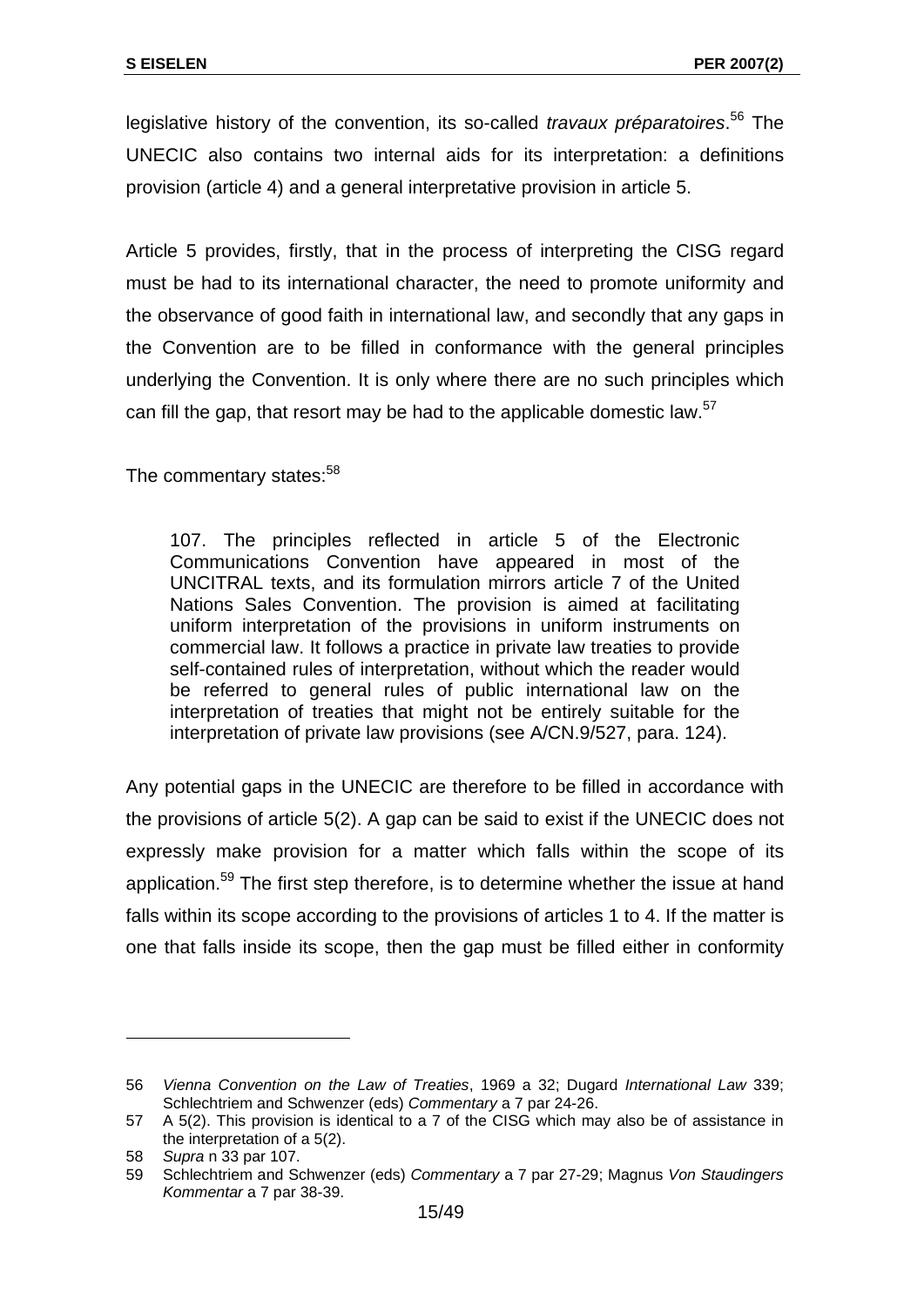legislative history of the convention, its so-called *travaux préparatoires*.[56] The UNECIC also contains two internal aids for its interpretation: a definitions provision (article 4) and a general interpretative provision in article 5.

Article 5 provides, firstly, that in the process of interpreting the CISG regard must be had to its international character, the need to promote uniformity and the observance of good faith in international law, and secondly that any gaps in the Convention are to be filled in conformance with the general principles underlying the Convention. It is only where there are no such principles which can fill the gap, that resort may be had to the applicable domestic law.[57]

The commentary states:[58]

> 107. The principles reflected in article 5 of the Electronic Communications Convention have appeared in most of the UNCITRAL texts, and its formulation mirrors article 7 of the United Nations Sales Convention. The provision is aimed at facilitating uniform interpretation of the provisions in uniform instruments on commercial law. It follows a practice in private law treaties to provide self-contained rules of interpretation, without which the reader would be referred to general rules of public international law on the interpretation of treaties that might not be entirely suitable for the interpretation of private law provisions (see A/CN.9/527, para. 124).

Any potential gaps in the UNECIC are therefore to be filled in accordance with the provisions of article 5(2). A gap can be said to exist if the UNECIC does not expressly make provision for a matter which falls within the scope of its application.[59] The first step therefore, is to determine whether the issue at hand falls within its scope according to the provisions of articles 1 to 4. If the matter is one that falls inside its scope, then the gap must be filled either in conformity

---

56 *Vienna Convention on the Law of Treaties*, 1969 a 32; Dugard *International Law* 339; Schlechtriem and Schwenzer (eds) *Commentary* a 7 par 24-26.

57 A 5(2). This provision is identical to a 7 of the CISG which may also be of assistance in the interpretation of a 5(2).

58 *Supra* n 33 par 107.

59 Schlechtriem and Schwenzer (eds) *Commentary* a 7 par 27-29; Magnus *Von Staudingers Kommentar* a 7 par 38-39.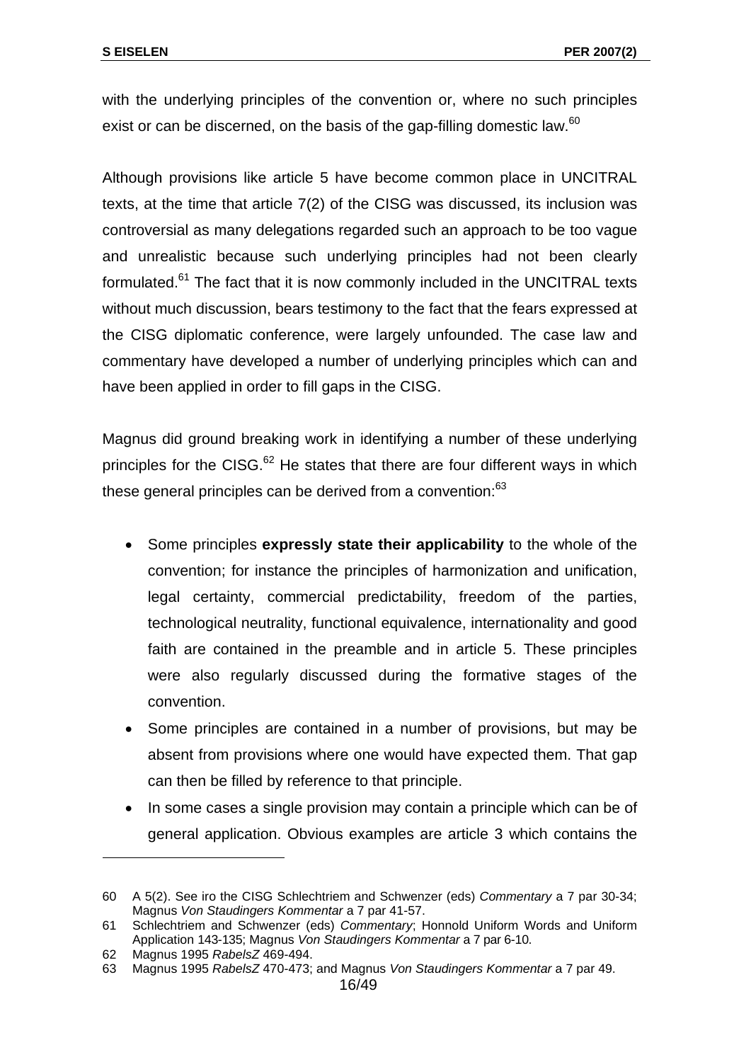with the underlying principles of the convention or, where no such principles exist or can be discerned, on the basis of the gap-filling domestic law.[60]

Although provisions like article 5 have become common place in UNCITRAL texts, at the time that article 7(2) of the CISG was discussed, its inclusion was controversial as many delegations regarded such an approach to be too vague and unrealistic because such underlying principles had not been clearly formulated.[61] The fact that it is now commonly included in the UNCITRAL texts without much discussion, bears testimony to the fact that the fears expressed at the CISG diplomatic conference, were largely unfounded. The case law and commentary have developed a number of underlying principles which can and have been applied in order to fill gaps in the CISG.

Magnus did ground breaking work in identifying a number of these underlying principles for the CISG.[62] He states that there are four different ways in which these general principles can be derived from a convention:[63]

- Some principles **expressly state their applicability** to the whole of the convention; for instance the principles of harmonization and unification, legal certainty, commercial predictability, freedom of the parties, technological neutrality, functional equivalence, internationality and good faith are contained in the preamble and in article 5. These principles were also regularly discussed during the formative stages of the convention.
- Some principles are contained in a number of provisions, but may be absent from provisions where one would have expected them. That gap can then be filled by reference to that principle.
- In some cases a single provision may contain a principle which can be of general application. Obvious examples are article 3 which contains the

---

60 A 5(2). See iro the CISG Schlechtriem and Schwenzer (eds) *Commentary* a 7 par 30-34; Magnus *Von Staudingers Kommentar* a 7 par 41-57.

61 Schlechtriem and Schwenzer (eds) *Commentary*; Honnold Uniform Words and Uniform Application 143-135; Magnus *Von Staudingers Kommentar* a 7 par 6-10.

62 Magnus 1995 *RabelsZ* 469-494.

63 Magnus 1995 *RabelsZ* 470-473; and Magnus *Von Staudingers Kommentar* a 7 par 49.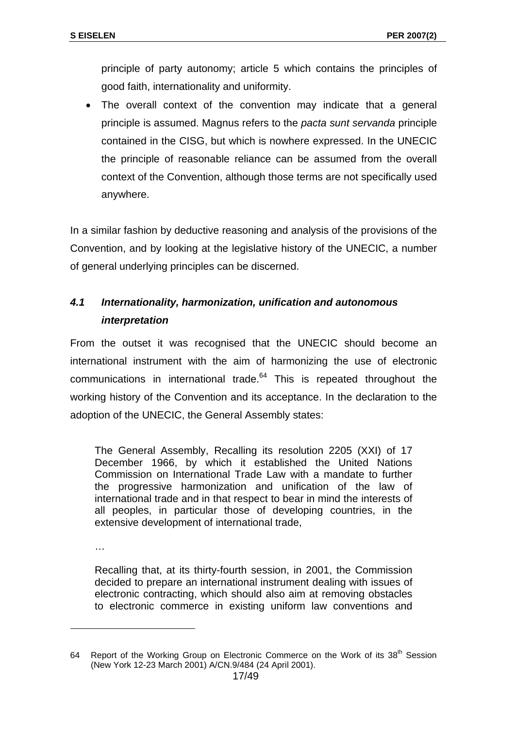principle of party autonomy; article 5 which contains the principles of good faith, internationality and uniformity.

- The overall context of the convention may indicate that a general principle is assumed. Magnus refers to the *pacta sunt servanda* principle contained in the CISG, but which is nowhere expressed. In the UNECIC the principle of reasonable reliance can be assumed from the overall context of the Convention, although those terms are not specifically used anywhere.

In a similar fashion by deductive reasoning and analysis of the provisions of the Convention, and by looking at the legislative history of the UNECIC, a number of general underlying principles can be discerned.

### *4.1 Internationality, harmonization, unification and autonomous interpretation*

From the outset it was recognised that the UNECIC should become an international instrument with the aim of harmonizing the use of electronic communications in international trade.[64] This is repeated throughout the working history of the Convention and its acceptance. In the declaration to the adoption of the UNECIC, the General Assembly states:

> The General Assembly, Recalling its resolution 2205 (XXI) of 17 December 1966, by which it established the United Nations Commission on International Trade Law with a mandate to further the progressive harmonization and unification of the law of international trade and in that respect to bear in mind the interests of all peoples, in particular those of developing countries, in the extensive development of international trade,
>
> …
>
> Recalling that, at its thirty-fourth session, in 2001, the Commission decided to prepare an international instrument dealing with issues of electronic contracting, which should also aim at removing obstacles to electronic commerce in existing uniform law conventions and

---

64 Report of the Working Group on Electronic Commerce on the Work of its 38th Session (New York 12-23 March 2001) A/CN.9/484 (24 April 2001).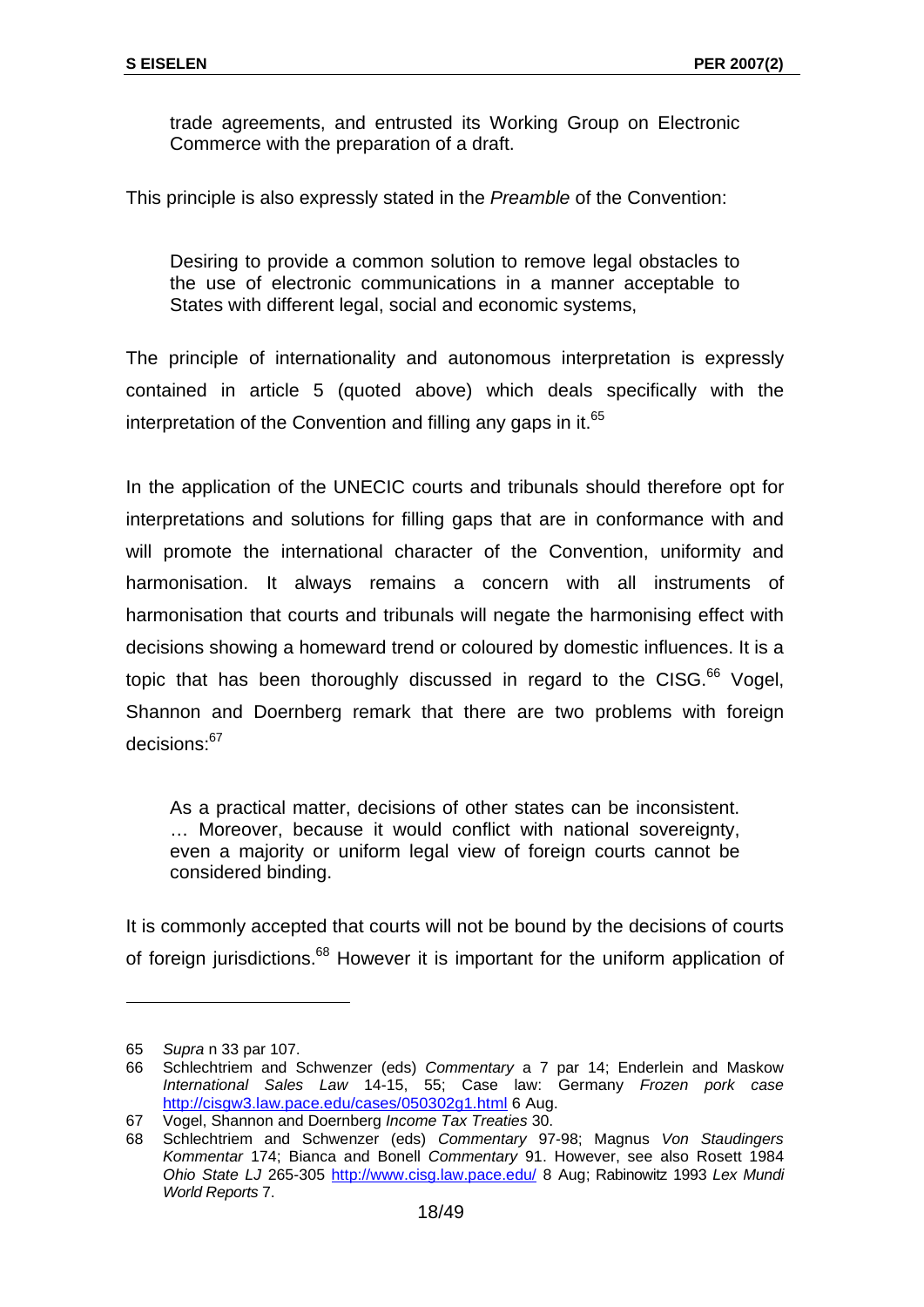> trade agreements, and entrusted its Working Group on Electronic Commerce with the preparation of a draft.

This principle is also expressly stated in the *Preamble* of the Convention:

> Desiring to provide a common solution to remove legal obstacles to the use of electronic communications in a manner acceptable to States with different legal, social and economic systems,

The principle of internationality and autonomous interpretation is expressly contained in article 5 (quoted above) which deals specifically with the interpretation of the Convention and filling any gaps in it.[65]

In the application of the UNECIC courts and tribunals should therefore opt for interpretations and solutions for filling gaps that are in conformance with and will promote the international character of the Convention, uniformity and harmonisation. It always remains a concern with all instruments of harmonisation that courts and tribunals will negate the harmonising effect with decisions showing a homeward trend or coloured by domestic influences. It is a topic that has been thoroughly discussed in regard to the CISG.[66] Vogel, Shannon and Doernberg remark that there are two problems with foreign decisions:[67]

> As a practical matter, decisions of other states can be inconsistent. … Moreover, because it would conflict with national sovereignty, even a majority or uniform legal view of foreign courts cannot be considered binding.

It is commonly accepted that courts will not be bound by the decisions of courts of foreign jurisdictions.[68] However it is important for the uniform application of

---

65 *Supra* n 33 par 107.

66 Schlechtriem and Schwenzer (eds) *Commentary* a 7 par 14; Enderlein and Maskow *International Sales Law* 14-15, 55; Case law: Germany *Frozen pork case* http://cisgw3.law.pace.edu/cases/050302g1.html 6 Aug.

67 Vogel, Shannon and Doernberg *Income Tax Treaties* 30.

68 Schlechtriem and Schwenzer (eds) *Commentary* 97-98; Magnus *Von Staudingers Kommentar* 174; Bianca and Bonell *Commentary* 91. However, see also Rosett 1984 *Ohio State LJ* 265-305 http://www.cisg.law.pace.edu/ 8 Aug; Rabinowitz 1993 *Lex Mundi World Reports* 7.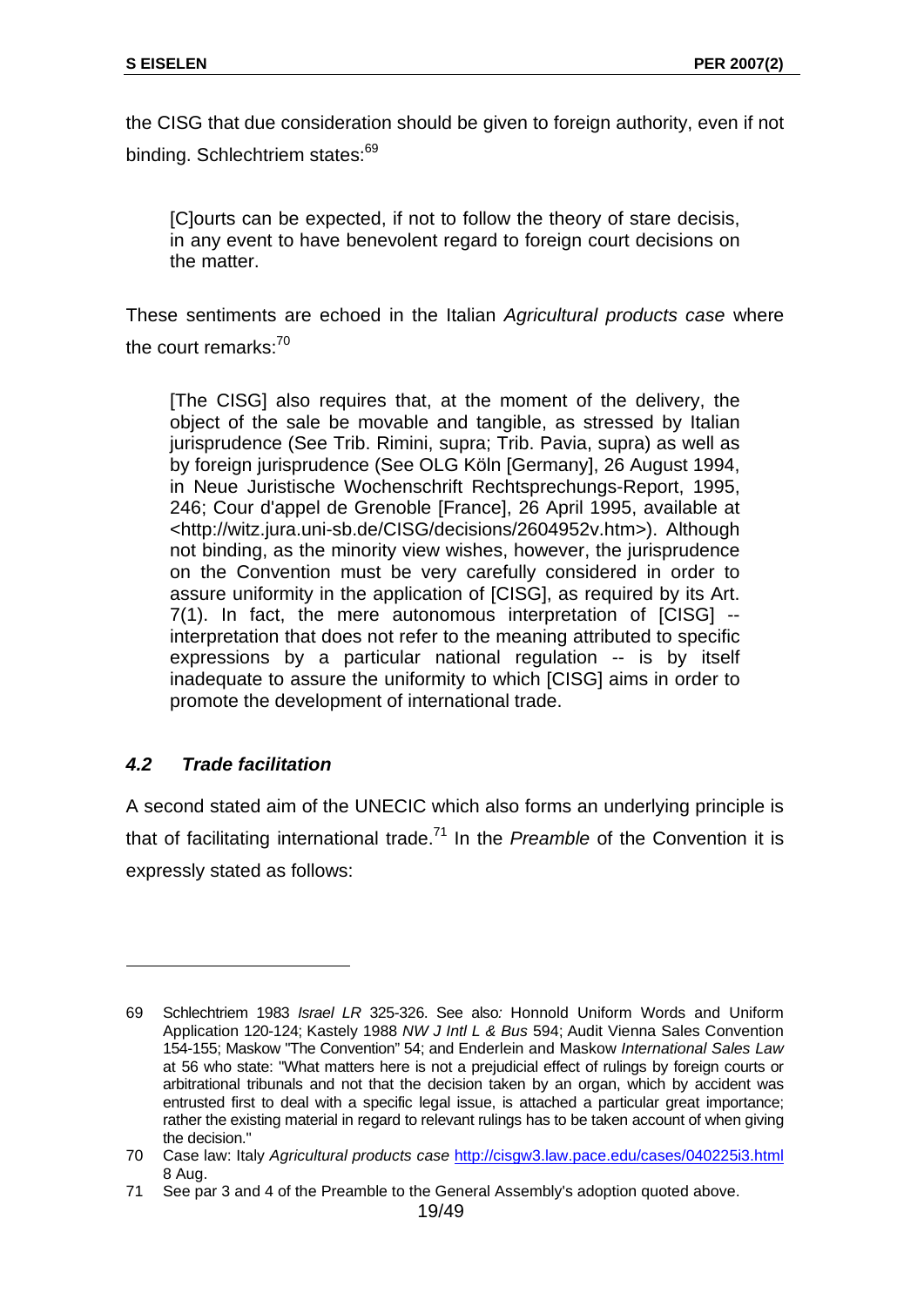the CISG that due consideration should be given to foreign authority, even if not binding. Schlechtriem states:[69]

> [C]ourts can be expected, if not to follow the theory of stare decisis, in any event to have benevolent regard to foreign court decisions on the matter.

These sentiments are echoed in the Italian *Agricultural products case* where the court remarks:[70]

> [The CISG] also requires that, at the moment of the delivery, the object of the sale be movable and tangible, as stressed by Italian jurisprudence (See Trib. Rimini, supra; Trib. Pavia, supra) as well as by foreign jurisprudence (See OLG Köln [Germany], 26 August 1994, in Neue Juristische Wochenschrift Rechtsprechungs-Report, 1995, 246; Cour d'appel de Grenoble [France], 26 April 1995, available at <http://witz.jura.uni-sb.de/CISG/decisions/2604952v.htm>). Although not binding, as the minority view wishes, however, the jurisprudence on the Convention must be very carefully considered in order to assure uniformity in the application of [CISG], as required by its Art. 7(1). In fact, the mere autonomous interpretation of [CISG] -- interpretation that does not refer to the meaning attributed to specific expressions by a particular national regulation -- is by itself inadequate to assure the uniformity to which [CISG] aims in order to promote the development of international trade.

### *4.2 Trade facilitation*

A second stated aim of the UNECIC which also forms an underlying principle is that of facilitating international trade.[71] In the *Preamble* of the Convention it is expressly stated as follows:

---

69 Schlechtriem 1983 *Israel LR* 325-326. See also*:* Honnold Uniform Words and Uniform Application 120-124; Kastely 1988 *NW J Intl L & Bus* 594; Audit Vienna Sales Convention 154-155; Maskow "The Convention" 54; and Enderlein and Maskow *International Sales Law* at 56 who state: "What matters here is not a prejudicial effect of rulings by foreign courts or arbitrational tribunals and not that the decision taken by an organ, which by accident was entrusted first to deal with a specific legal issue, is attached a particular great importance; rather the existing material in regard to relevant rulings has to be taken account of when giving the decision."

70 Case law: Italy *Agricultural products case* http://cisgw3.law.pace.edu/cases/040225i3.html 8 Aug.

71 See par 3 and 4 of the Preamble to the General Assembly's adoption quoted above.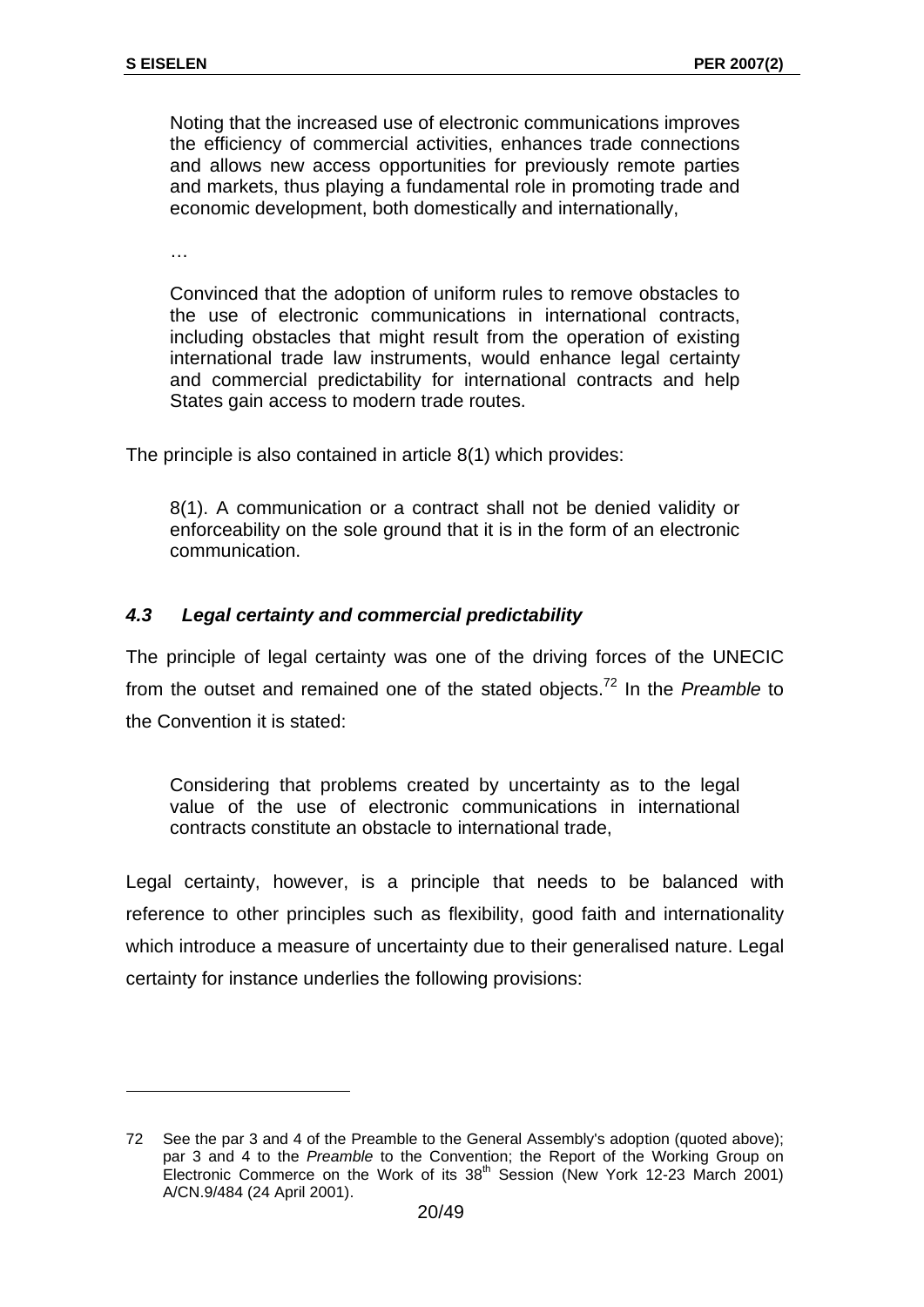> Noting that the increased use of electronic communications improves the efficiency of commercial activities, enhances trade connections and allows new access opportunities for previously remote parties and markets, thus playing a fundamental role in promoting trade and economic development, both domestically and internationally,
>
> …
>
> Convinced that the adoption of uniform rules to remove obstacles to the use of electronic communications in international contracts, including obstacles that might result from the operation of existing international trade law instruments, would enhance legal certainty and commercial predictability for international contracts and help States gain access to modern trade routes.

The principle is also contained in article 8(1) which provides:

> 8(1). A communication or a contract shall not be denied validity or enforceability on the sole ground that it is in the form of an electronic communication.

### *4.3 Legal certainty and commercial predictability*

The principle of legal certainty was one of the driving forces of the UNECIC from the outset and remained one of the stated objects.[72] In the *Preamble* to the Convention it is stated:

> Considering that problems created by uncertainty as to the legal value of the use of electronic communications in international contracts constitute an obstacle to international trade,

Legal certainty, however, is a principle that needs to be balanced with reference to other principles such as flexibility, good faith and internationality which introduce a measure of uncertainty due to their generalised nature. Legal certainty for instance underlies the following provisions:

---

72 See the par 3 and 4 of the Preamble to the General Assembly's adoption (quoted above); par 3 and 4 to the *Preamble* to the Convention; the Report of the Working Group on Electronic Commerce on the Work of its 38th Session (New York 12-23 March 2001) A/CN.9/484 (24 April 2001).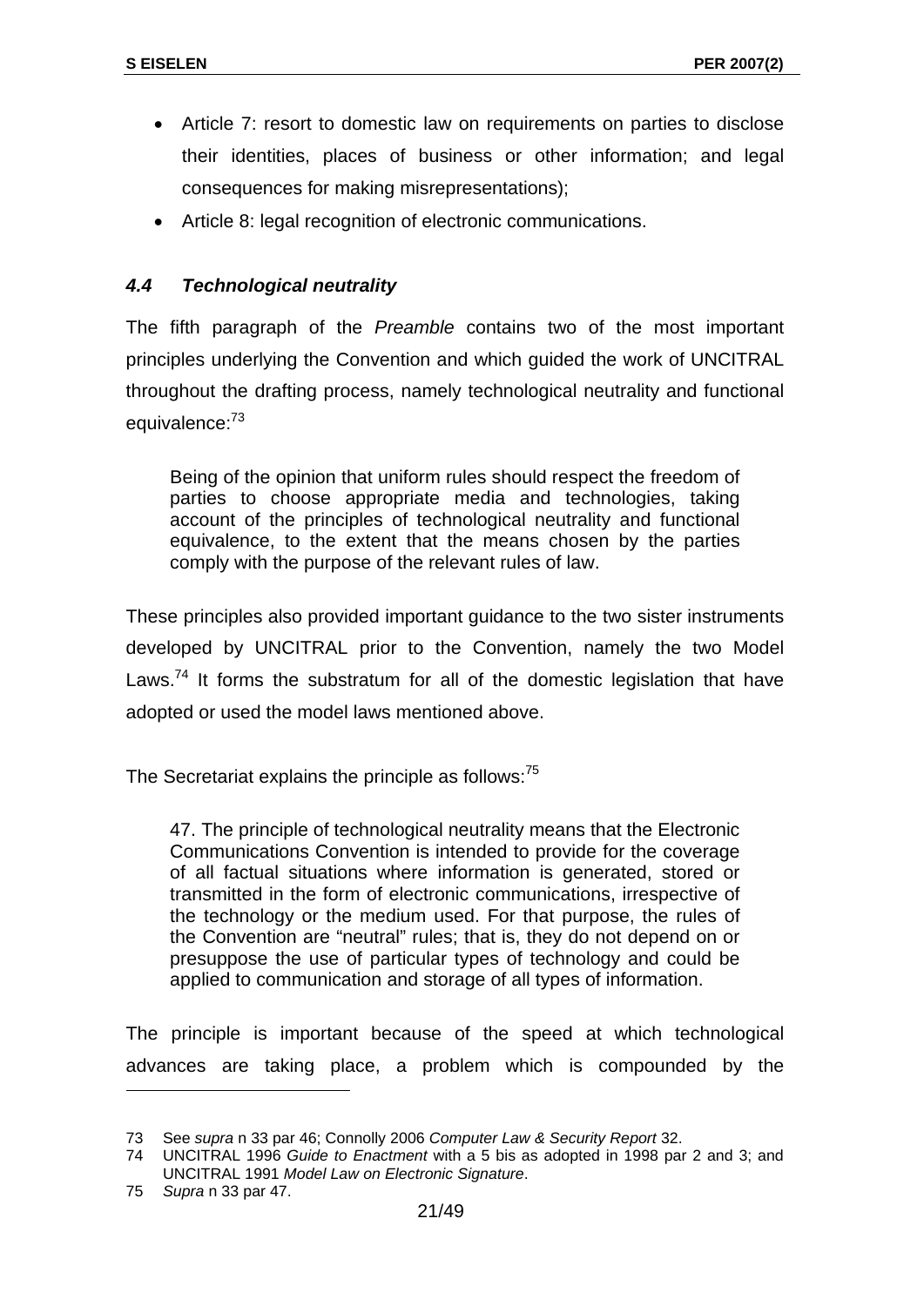- Article 7: resort to domestic law on requirements on parties to disclose their identities, places of business or other information; and legal consequences for making misrepresentations);
- Article 8: legal recognition of electronic communications.

### *4.4 Technological neutrality*

The fifth paragraph of the *Preamble* contains two of the most important principles underlying the Convention and which guided the work of UNCITRAL throughout the drafting process, namely technological neutrality and functional equivalence:[73]

> Being of the opinion that uniform rules should respect the freedom of parties to choose appropriate media and technologies, taking account of the principles of technological neutrality and functional equivalence, to the extent that the means chosen by the parties comply with the purpose of the relevant rules of law.

These principles also provided important guidance to the two sister instruments developed by UNCITRAL prior to the Convention, namely the two Model Laws.[74] It forms the substratum for all of the domestic legislation that have adopted or used the model laws mentioned above.

The Secretariat explains the principle as follows:[75]

> 47. The principle of technological neutrality means that the Electronic Communications Convention is intended to provide for the coverage of all factual situations where information is generated, stored or transmitted in the form of electronic communications, irrespective of the technology or the medium used. For that purpose, the rules of the Convention are "neutral" rules; that is, they do not depend on or presuppose the use of particular types of technology and could be applied to communication and storage of all types of information.

The principle is important because of the speed at which technological advances are taking place, a problem which is compounded by the

---

73 See *supra* n 33 par 46; Connolly 2006 *Computer Law & Security Report* 32.

74 UNCITRAL 1996 *Guide to Enactment* with a 5 bis as adopted in 1998 par 2 and 3; and UNCITRAL 1991 *Model Law on Electronic Signature*.

75 *Supra* n 33 par 47.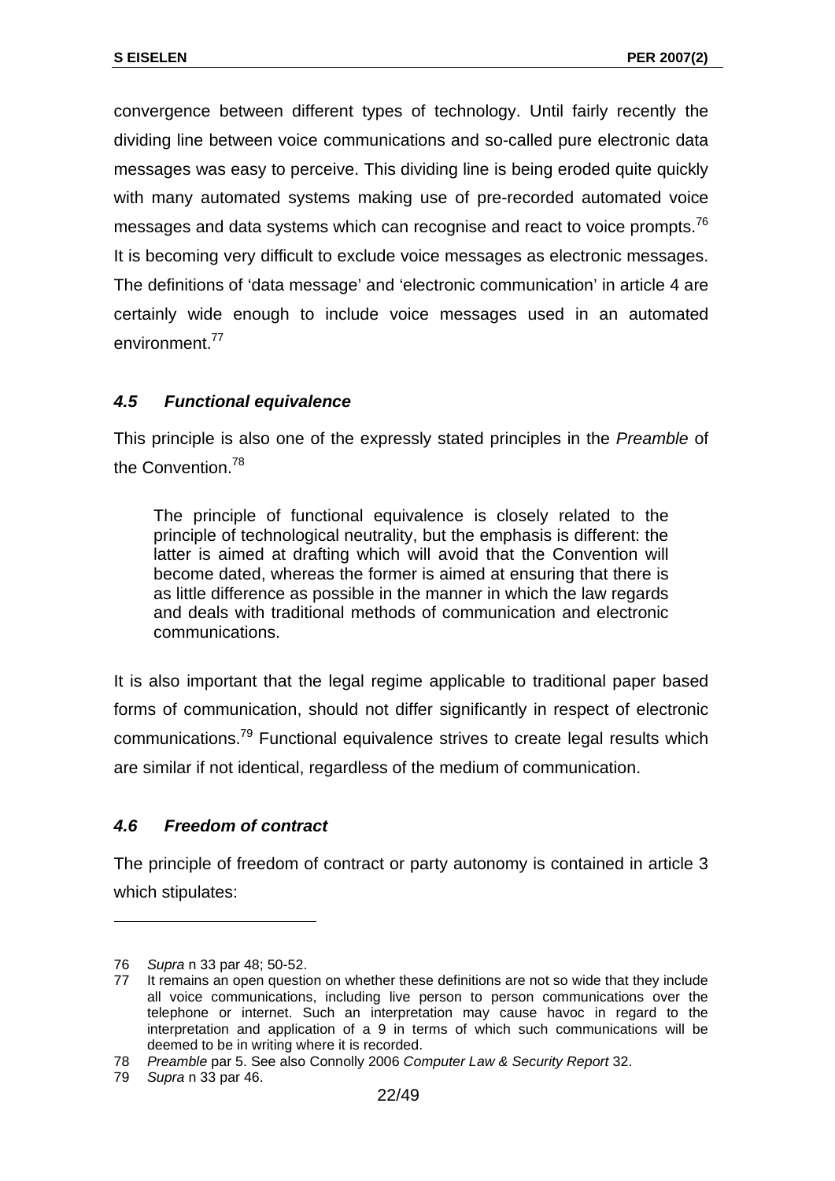convergence between different types of technology. Until fairly recently the dividing line between voice communications and so-called pure electronic data messages was easy to perceive. This dividing line is being eroded quite quickly with many automated systems making use of pre-recorded automated voice messages and data systems which can recognise and react to voice prompts.[76] It is becoming very difficult to exclude voice messages as electronic messages. The definitions of 'data message' and 'electronic communication' in article 4 are certainly wide enough to include voice messages used in an automated environment.[77]

### *4.5 Functional equivalence*

This principle is also one of the expressly stated principles in the *Preamble* of the Convention.[78]

> The principle of functional equivalence is closely related to the principle of technological neutrality, but the emphasis is different: the latter is aimed at drafting which will avoid that the Convention will become dated, whereas the former is aimed at ensuring that there is as little difference as possible in the manner in which the law regards and deals with traditional methods of communication and electronic communications.

It is also important that the legal regime applicable to traditional paper based forms of communication, should not differ significantly in respect of electronic communications.[79] Functional equivalence strives to create legal results which are similar if not identical, regardless of the medium of communication.

### *4.6 Freedom of contract*

The principle of freedom of contract or party autonomy is contained in article 3 which stipulates:

---

76 *Supra* n 33 par 48; 50-52.

77 It remains an open question on whether these definitions are not so wide that they include all voice communications, including live person to person communications over the telephone or internet. Such an interpretation may cause havoc in regard to the interpretation and application of a 9 in terms of which such communications will be deemed to be in writing where it is recorded.

78 *Preamble* par 5. See also Connolly 2006 *Computer Law & Security Report* 32.

79 *Supra* n 33 par 46.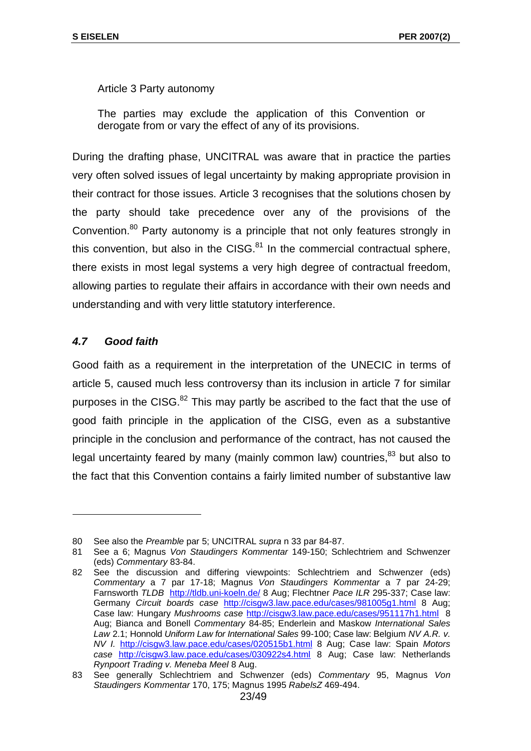Article 3 Party autonomy

The parties may exclude the application of this Convention or derogate from or vary the effect of any of its provisions.

During the drafting phase, UNCITRAL was aware that in practice the parties very often solved issues of legal uncertainty by making appropriate provision in their contract for those issues. Article 3 recognises that the solutions chosen by the party should take precedence over any of the provisions of the Convention.[80] Party autonomy is a principle that not only features strongly in this convention, but also in the CISG.[81] In the commercial contractual sphere, there exists in most legal systems a very high degree of contractual freedom, allowing parties to regulate their affairs in accordance with their own needs and understanding and with very little statutory interference.

### *4.7 Good faith*

Good faith as a requirement in the interpretation of the UNECIC in terms of article 5, caused much less controversy than its inclusion in article 7 for similar purposes in the CISG.[82] This may partly be ascribed to the fact that the use of good faith principle in the application of the CISG, even as a substantive principle in the conclusion and performance of the contract, has not caused the legal uncertainty feared by many (mainly common law) countries,[83] but also to the fact that this Convention contains a fairly limited number of substantive law

---

80 See also the *Preamble* par 5; UNCITRAL *supra* n 33 par 84-87.

81 See a 6; Magnus *Von Staudingers Kommentar* 149-150; Schlechtriem and Schwenzer (eds) *Commentary* 83-84.

82 See the discussion and differing viewpoints: Schlechtriem and Schwenzer (eds) *Commentary* a 7 par 17-18; Magnus *Von Staudingers Kommentar* a 7 par 24-29; Farnsworth *TLDB* http://tldb.uni-koeln.de/ 8 Aug; Flechtner *Pace ILR* 295-337; Case law: Germany *Circuit boards case* http://cisgw3.law.pace.edu/cases/981005g1.html 8 Aug; Case law: Hungary *Mushrooms case* http://cisgw3.law.pace.edu/cases/951117h1.html 8 Aug; Bianca and Bonell *Commentary* 84-85; Enderlein and Maskow *International Sales Law* 2.1; Honnold *Uniform Law for International Sales* 99-100; Case law: Belgium *NV A.R. v. NV I.* http://cisgw3.law.pace.edu/cases/020515b1.html 8 Aug; Case law: Spain *Motors case* http://cisgw3.law.pace.edu/cases/030922s4.html 8 Aug; Case law: Netherlands *Rynpoort Trading v. Meneba Meel* 8 Aug.

83 See generally Schlechtriem and Schwenzer (eds) *Commentary* 95, Magnus *Von Staudingers Kommentar* 170, 175; Magnus 1995 *RabelsZ* 469-494.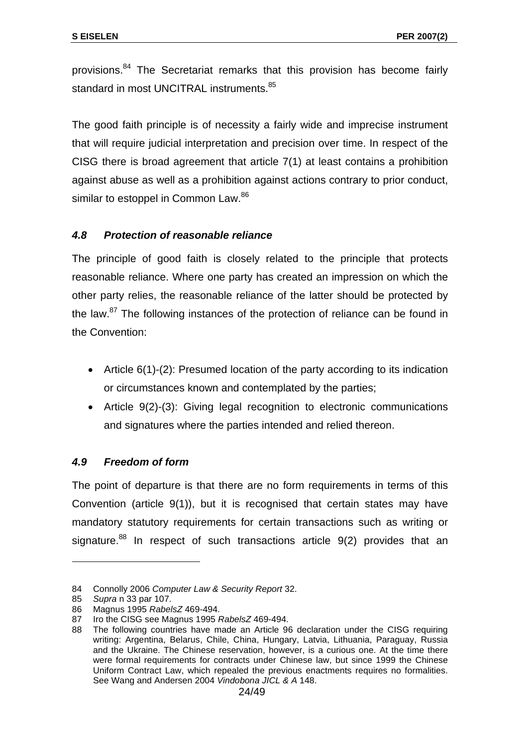provisions.[84] The Secretariat remarks that this provision has become fairly standard in most UNCITRAL instruments.[85]

The good faith principle is of necessity a fairly wide and imprecise instrument that will require judicial interpretation and precision over time. In respect of the CISG there is broad agreement that article 7(1) at least contains a prohibition against abuse as well as a prohibition against actions contrary to prior conduct, similar to estoppel in Common Law.[86]

### *4.8 Protection of reasonable reliance*

The principle of good faith is closely related to the principle that protects reasonable reliance. Where one party has created an impression on which the other party relies, the reasonable reliance of the latter should be protected by the law.[87] The following instances of the protection of reliance can be found in the Convention:

- Article 6(1)-(2): Presumed location of the party according to its indication or circumstances known and contemplated by the parties;
- Article 9(2)-(3): Giving legal recognition to electronic communications and signatures where the parties intended and relied thereon.

### *4.9 Freedom of form*

The point of departure is that there are no form requirements in terms of this Convention (article 9(1)), but it is recognised that certain states may have mandatory statutory requirements for certain transactions such as writing or signature.[88] In respect of such transactions article 9(2) provides that an

---

84 Connolly 2006 *Computer Law & Security Report* 32.

85 *Supra* n 33 par 107.

86 Magnus 1995 *RabelsZ* 469-494.

87 Iro the CISG see Magnus 1995 *RabelsZ* 469-494.

88 The following countries have made an Article 96 declaration under the CISG requiring writing: Argentina, Belarus, Chile, China, Hungary, Latvia, Lithuania, Paraguay, Russia and the Ukraine. The Chinese reservation, however, is a curious one. At the time there were formal requirements for contracts under Chinese law, but since 1999 the Chinese Uniform Contract Law, which repealed the previous enactments requires no formalities. See Wang and Andersen 2004 *Vindobona JICL & A* 148.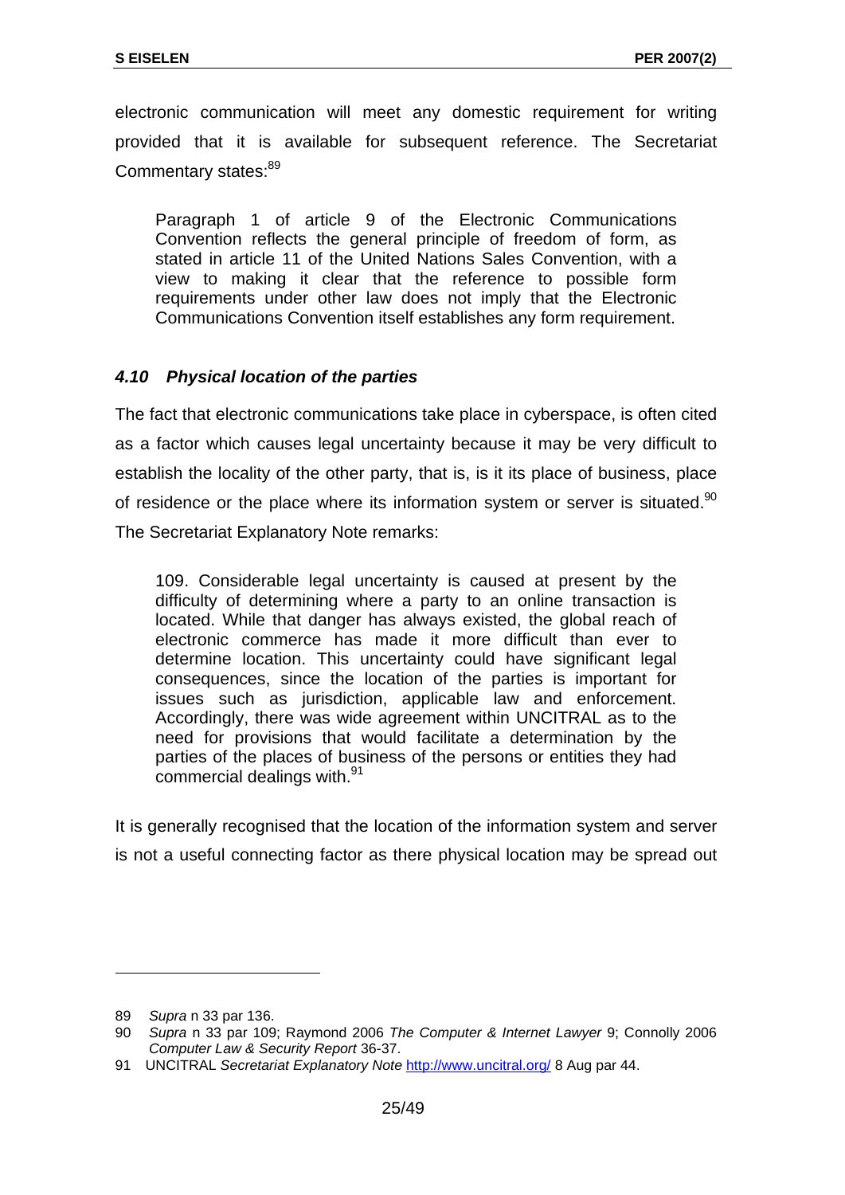electronic communication will meet any domestic requirement for writing provided that it is available for subsequent reference. The Secretariat Commentary states:[89]

> Paragraph 1 of article 9 of the Electronic Communications Convention reflects the general principle of freedom of form, as stated in article 11 of the United Nations Sales Convention, with a view to making it clear that the reference to possible form requirements under other law does not imply that the Electronic Communications Convention itself establishes any form requirement.

### *4.10 Physical location of the parties*

The fact that electronic communications take place in cyberspace, is often cited as a factor which causes legal uncertainty because it may be very difficult to establish the locality of the other party, that is, is it its place of business, place of residence or the place where its information system or server is situated.[90] The Secretariat Explanatory Note remarks:

> 109. Considerable legal uncertainty is caused at present by the difficulty of determining where a party to an online transaction is located. While that danger has always existed, the global reach of electronic commerce has made it more difficult than ever to determine location. This uncertainty could have significant legal consequences, since the location of the parties is important for issues such as jurisdiction, applicable law and enforcement. Accordingly, there was wide agreement within UNCITRAL as to the need for provisions that would facilitate a determination by the parties of the places of business of the persons or entities they had commercial dealings with.[91]

It is generally recognised that the location of the information system and server is not a useful connecting factor as there physical location may be spread out

---

89 *Supra* n 33 par 136.

90 *Supra* n 33 par 109; Raymond 2006 *The Computer & Internet Lawyer* 9; Connolly 2006 *Computer Law & Security Report* 36-37.

91 UNCITRAL *Secretariat Explanatory Note* http://www.uncitral.org/ 8 Aug par 44.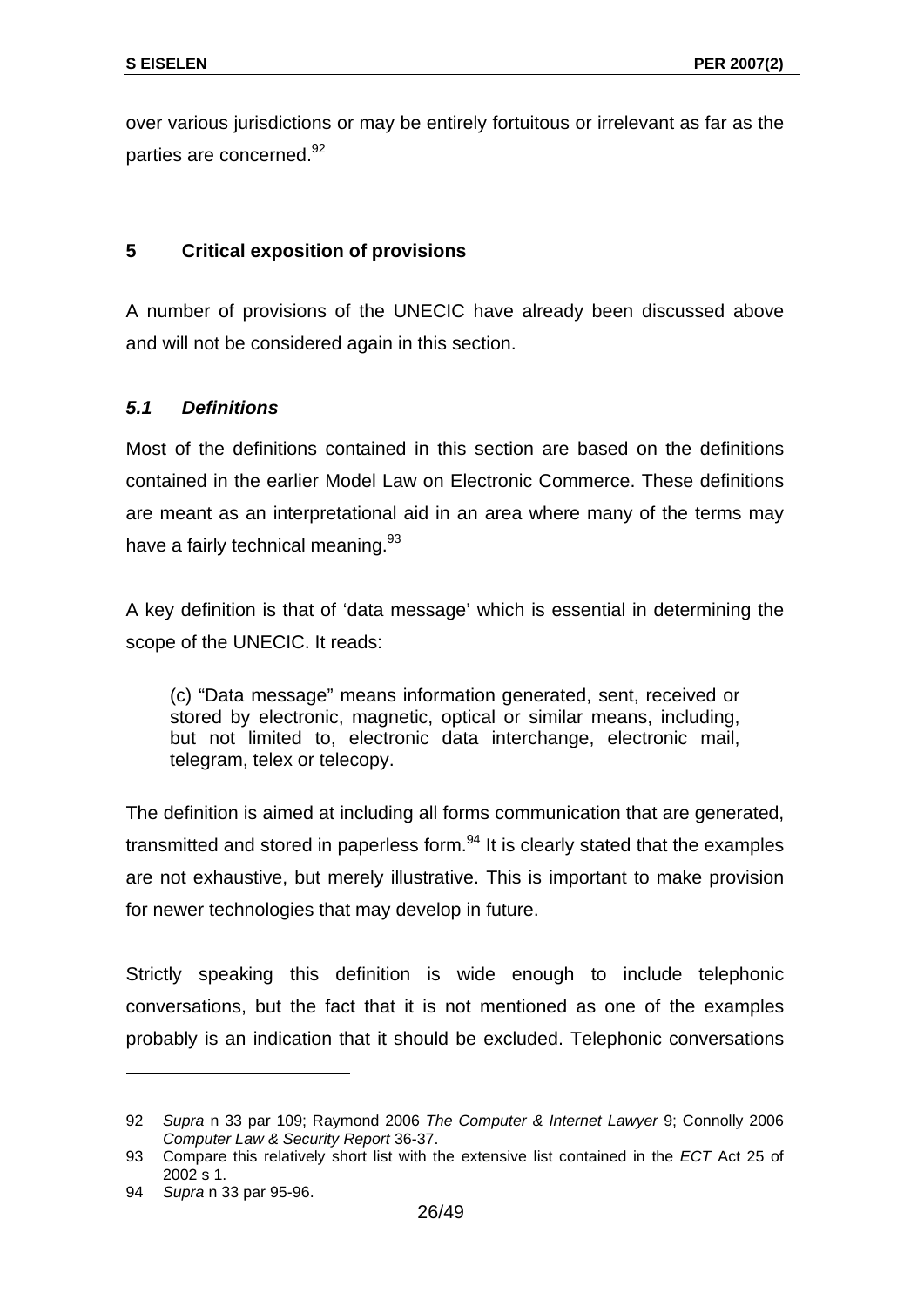over various jurisdictions or may be entirely fortuitous or irrelevant as far as the parties are concerned.[92]

## 5 Critical exposition of provisions

A number of provisions of the UNECIC have already been discussed above and will not be considered again in this section.

### *5.1 Definitions*

Most of the definitions contained in this section are based on the definitions contained in the earlier Model Law on Electronic Commerce. These definitions are meant as an interpretational aid in an area where many of the terms may have a fairly technical meaning.[93]

A key definition is that of 'data message' which is essential in determining the scope of the UNECIC. It reads:

> (c) "Data message" means information generated, sent, received or stored by electronic, magnetic, optical or similar means, including, but not limited to, electronic data interchange, electronic mail, telegram, telex or telecopy.

The definition is aimed at including all forms communication that are generated, transmitted and stored in paperless form.[94] It is clearly stated that the examples are not exhaustive, but merely illustrative. This is important to make provision for newer technologies that may develop in future.

Strictly speaking this definition is wide enough to include telephonic conversations, but the fact that it is not mentioned as one of the examples probably is an indication that it should be excluded. Telephonic conversations

---

92 *Supra* n 33 par 109; Raymond 2006 *The Computer & Internet Lawyer* 9; Connolly 2006 *Computer Law & Security Report* 36-37.

93 Compare this relatively short list with the extensive list contained in the *ECT* Act 25 of 2002 s 1.

94 *Supra* n 33 par 95-96.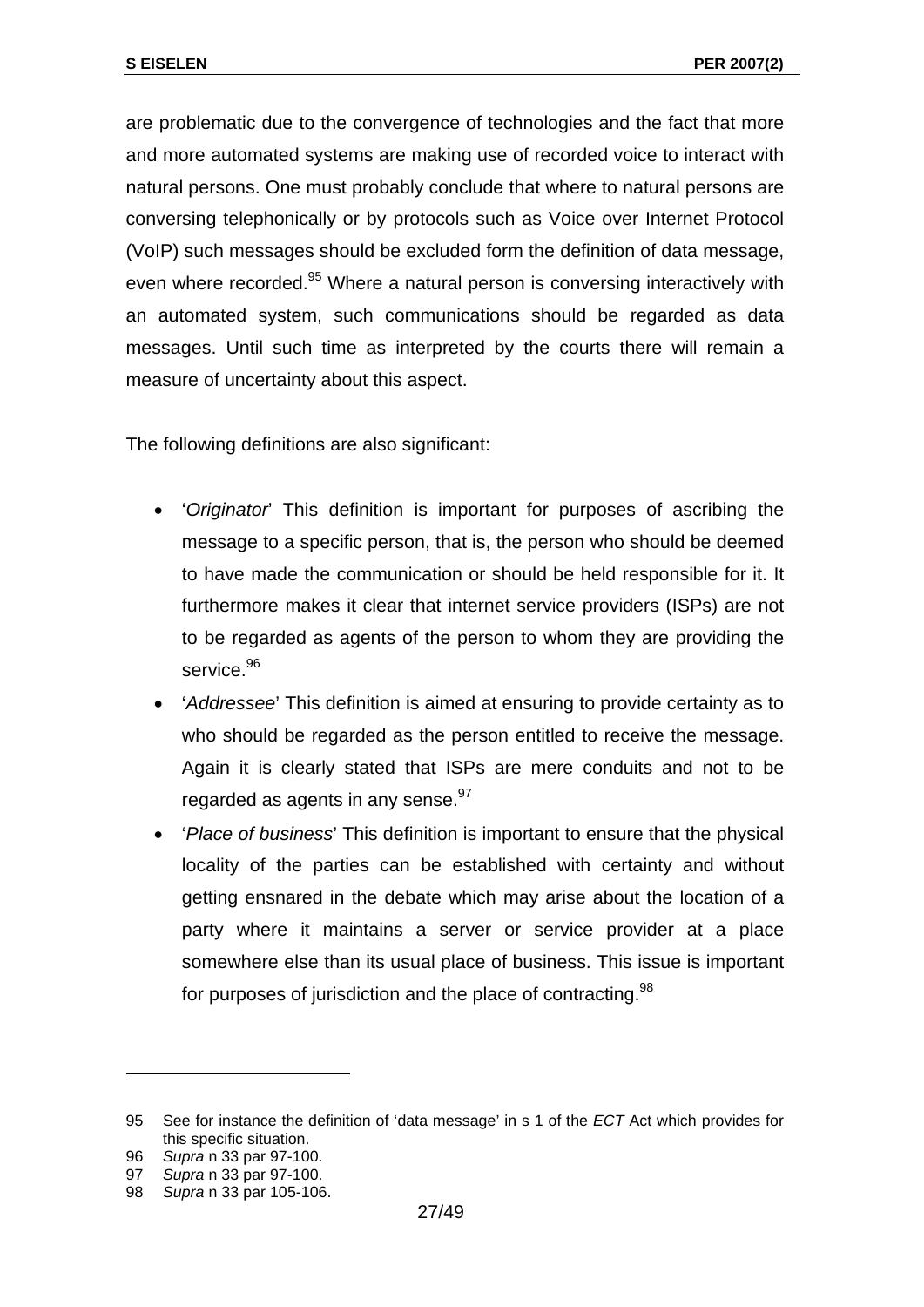are problematic due to the convergence of technologies and the fact that more and more automated systems are making use of recorded voice to interact with natural persons. One must probably conclude that where to natural persons are conversing telephonically or by protocols such as Voice over Internet Protocol (VoIP) such messages should be excluded form the definition of data message, even where recorded.[95] Where a natural person is conversing interactively with an automated system, such communications should be regarded as data messages. Until such time as interpreted by the courts there will remain a measure of uncertainty about this aspect.

The following definitions are also significant:

- '*Originator*' This definition is important for purposes of ascribing the message to a specific person, that is, the person who should be deemed to have made the communication or should be held responsible for it. It furthermore makes it clear that internet service providers (ISPs) are not to be regarded as agents of the person to whom they are providing the service.[96]
- '*Addressee*' This definition is aimed at ensuring to provide certainty as to who should be regarded as the person entitled to receive the message. Again it is clearly stated that ISPs are mere conduits and not to be regarded as agents in any sense.[97]
- '*Place of business*' This definition is important to ensure that the physical locality of the parties can be established with certainty and without getting ensnared in the debate which may arise about the location of a party where it maintains a server or service provider at a place somewhere else than its usual place of business. This issue is important for purposes of jurisdiction and the place of contracting.[98]

---

95 See for instance the definition of 'data message' in s 1 of the *ECT* Act which provides for this specific situation.

96 *Supra* n 33 par 97-100.

97 *Supra* n 33 par 97-100.

98 *Supra* n 33 par 105-106.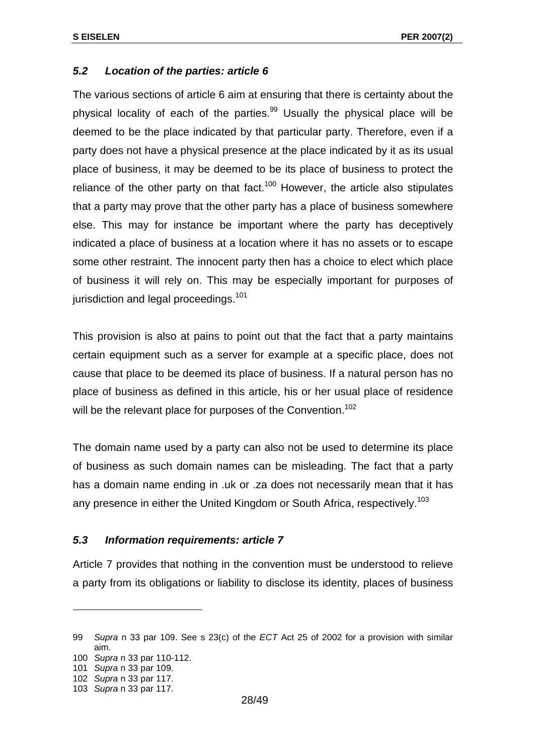### *5.2 Location of the parties: article 6*

The various sections of article 6 aim at ensuring that there is certainty about the physical locality of each of the parties.[99] Usually the physical place will be deemed to be the place indicated by that particular party. Therefore, even if a party does not have a physical presence at the place indicated by it as its usual place of business, it may be deemed to be its place of business to protect the reliance of the other party on that fact.[100] However, the article also stipulates that a party may prove that the other party has a place of business somewhere else. This may for instance be important where the party has deceptively indicated a place of business at a location where it has no assets or to escape some other restraint. The innocent party then has a choice to elect which place of business it will rely on. This may be especially important for purposes of jurisdiction and legal proceedings.[101]

This provision is also at pains to point out that the fact that a party maintains certain equipment such as a server for example at a specific place, does not cause that place to be deemed its place of business. If a natural person has no place of business as defined in this article, his or her usual place of residence will be the relevant place for purposes of the Convention.[102]

The domain name used by a party can also not be used to determine its place of business as such domain names can be misleading. The fact that a party has a domain name ending in .uk or .za does not necessarily mean that it has any presence in either the United Kingdom or South Africa, respectively.[103]

### *5.3 Information requirements: article 7*

Article 7 provides that nothing in the convention must be understood to relieve a party from its obligations or liability to disclose its identity, places of business

---

99 *Supra* n 33 par 109. See s 23(c) of the *ECT* Act 25 of 2002 for a provision with similar aim.

100 *Supra* n 33 par 110-112.

101 *Supra* n 33 par 109.

102 *Supra* n 33 par 117.

103 *Supra* n 33 par 117.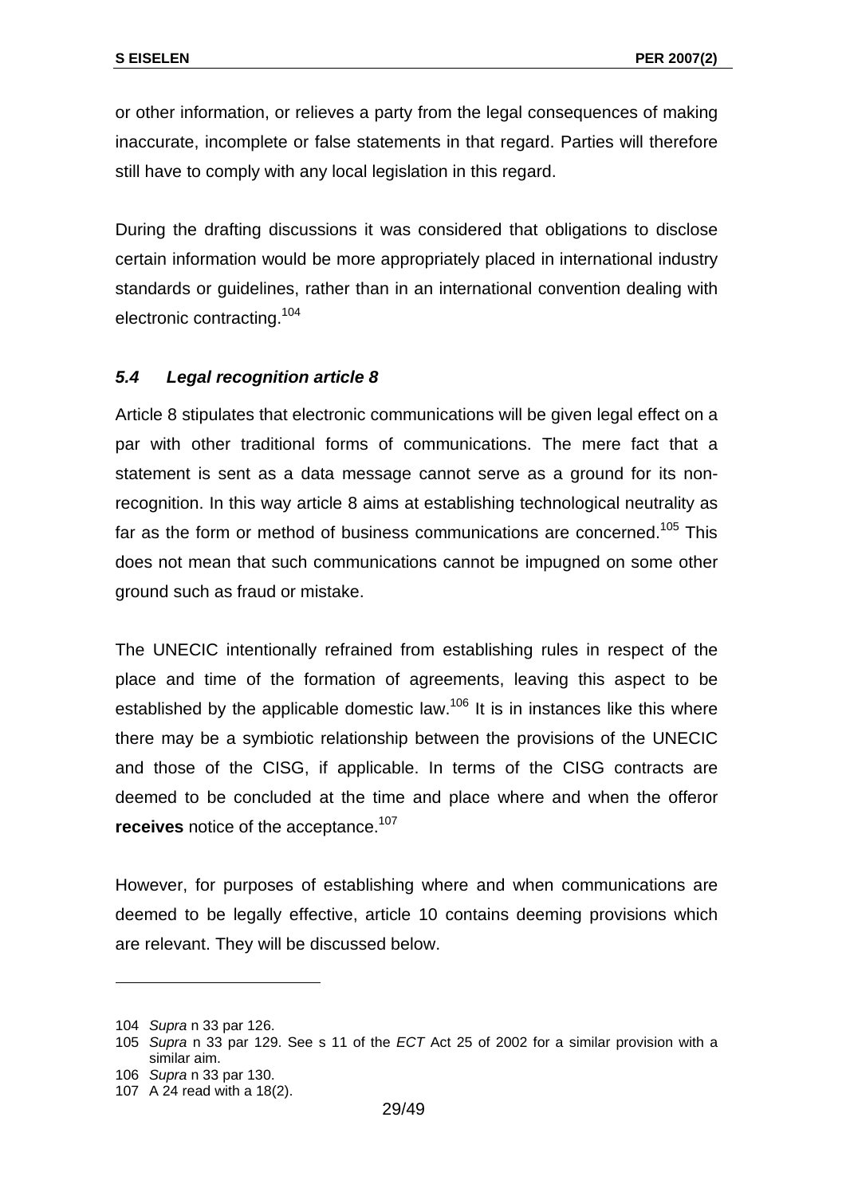or other information, or relieves a party from the legal consequences of making inaccurate, incomplete or false statements in that regard. Parties will therefore still have to comply with any local legislation in this regard.

During the drafting discussions it was considered that obligations to disclose certain information would be more appropriately placed in international industry standards or guidelines, rather than in an international convention dealing with electronic contracting.[104]

### *5.4 Legal recognition article 8*

Article 8 stipulates that electronic communications will be given legal effect on a par with other traditional forms of communications. The mere fact that a statement is sent as a data message cannot serve as a ground for its non-recognition. In this way article 8 aims at establishing technological neutrality as far as the form or method of business communications are concerned.[105] This does not mean that such communications cannot be impugned on some other ground such as fraud or mistake.

The UNECIC intentionally refrained from establishing rules in respect of the place and time of the formation of agreements, leaving this aspect to be established by the applicable domestic law.[106] It is in instances like this where there may be a symbiotic relationship between the provisions of the UNECIC and those of the CISG, if applicable. In terms of the CISG contracts are deemed to be concluded at the time and place where and when the offeror **receives** notice of the acceptance.[107]

However, for purposes of establishing where and when communications are deemed to be legally effective, article 10 contains deeming provisions which are relevant. They will be discussed below.

---

104 *Supra* n 33 par 126.

105 *Supra* n 33 par 129. See s 11 of the *ECT* Act 25 of 2002 for a similar provision with a similar aim.

106 *Supra* n 33 par 130.

107 A 24 read with a 18(2).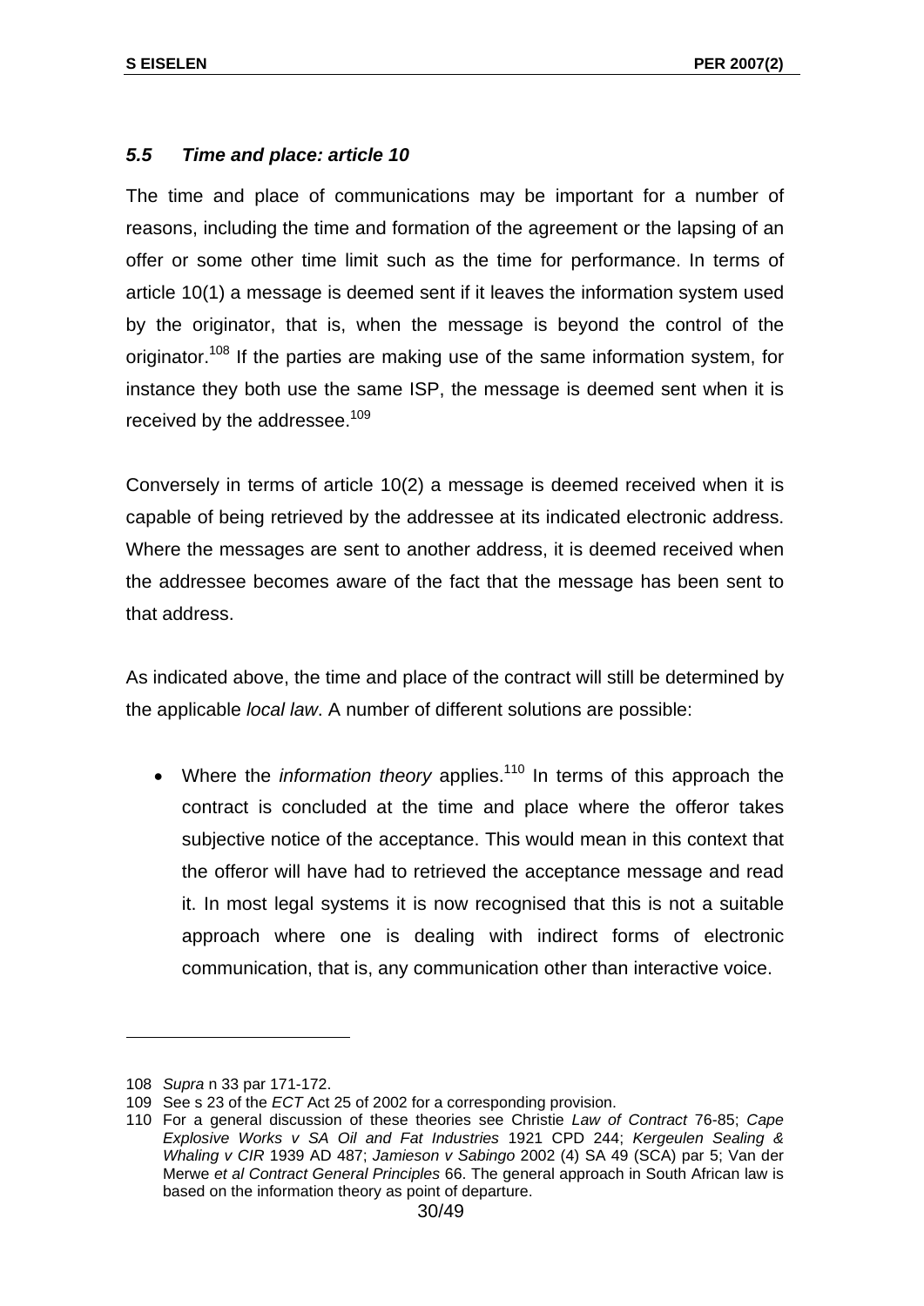### *5.5 Time and place: article 10*

The time and place of communications may be important for a number of reasons, including the time and formation of the agreement or the lapsing of an offer or some other time limit such as the time for performance. In terms of article 10(1) a message is deemed sent if it leaves the information system used by the originator, that is, when the message is beyond the control of the originator.[108] If the parties are making use of the same information system, for instance they both use the same ISP, the message is deemed sent when it is received by the addressee.[109]

Conversely in terms of article 10(2) a message is deemed received when it is capable of being retrieved by the addressee at its indicated electronic address. Where the messages are sent to another address, it is deemed received when the addressee becomes aware of the fact that the message has been sent to that address.

As indicated above, the time and place of the contract will still be determined by the applicable *local law*. A number of different solutions are possible:

- Where the *information theory* applies.[110] In terms of this approach the contract is concluded at the time and place where the offeror takes subjective notice of the acceptance. This would mean in this context that the offeror will have had to retrieved the acceptance message and read it. In most legal systems it is now recognised that this is not a suitable approach where one is dealing with indirect forms of electronic communication, that is, any communication other than interactive voice.

---

108 *Supra* n 33 par 171-172.

109 See s 23 of the *ECT* Act 25 of 2002 for a corresponding provision.

110 For a general discussion of these theories see Christie *Law of Contract* 76-85; *Cape Explosive Works v SA Oil and Fat Industries* 1921 CPD 244; *Kergeulen Sealing & Whaling v CIR* 1939 AD 487; *Jamieson v Sabingo* 2002 (4) SA 49 (SCA) par 5; Van der Merwe *et al Contract General Principles* 66. The general approach in South African law is based on the information theory as point of departure.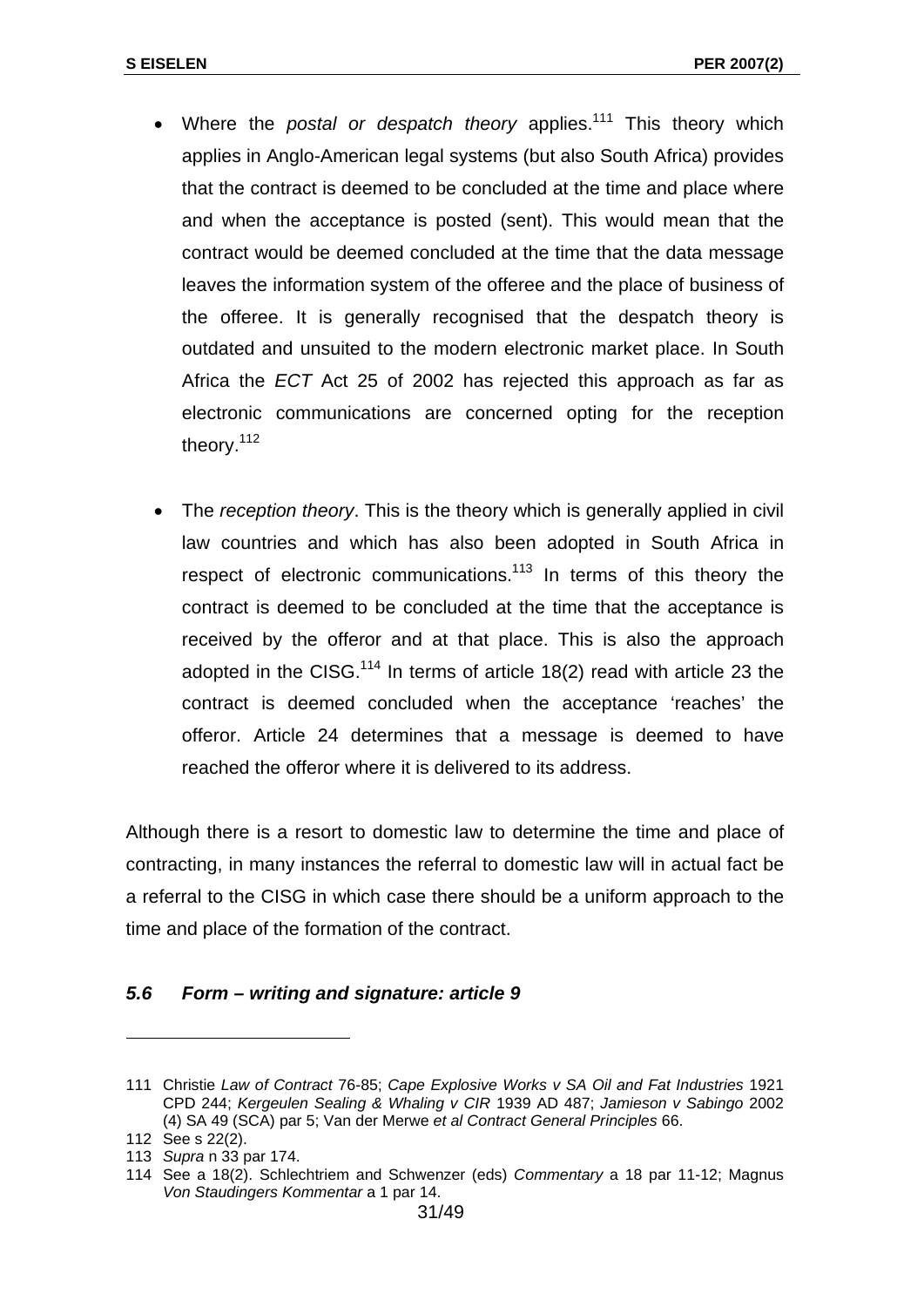- Where the *postal or despatch theory* applies.[111] This theory which applies in Anglo-American legal systems (but also South Africa) provides that the contract is deemed to be concluded at the time and place where and when the acceptance is posted (sent). This would mean that the contract would be deemed concluded at the time that the data message leaves the information system of the offeree and the place of business of the offeree. It is generally recognised that the despatch theory is outdated and unsuited to the modern electronic market place. In South Africa the *ECT* Act 25 of 2002 has rejected this approach as far as electronic communications are concerned opting for the reception theory.[112]

- The *reception theory*. This is the theory which is generally applied in civil law countries and which has also been adopted in South Africa in respect of electronic communications.[113] In terms of this theory the contract is deemed to be concluded at the time that the acceptance is received by the offeror and at that place. This is also the approach adopted in the CISG.[114] In terms of article 18(2) read with article 23 the contract is deemed concluded when the acceptance 'reaches' the offeror. Article 24 determines that a message is deemed to have reached the offeror where it is delivered to its address.

Although there is a resort to domestic law to determine the time and place of contracting, in many instances the referral to domestic law will in actual fact be a referral to the CISG in which case there should be a uniform approach to the time and place of the formation of the contract.

### *5.6 Form – writing and signature: article 9*

---

111 Christie *Law of Contract* 76-85; *Cape Explosive Works v SA Oil and Fat Industries* 1921 CPD 244; *Kergeulen Sealing & Whaling v CIR* 1939 AD 487; *Jamieson v Sabingo* 2002 (4) SA 49 (SCA) par 5; Van der Merwe *et al Contract General Principles* 66.

112 See s 22(2).

113 *Supra* n 33 par 174.

114 See a 18(2). Schlechtriem and Schwenzer (eds) *Commentary* a 18 par 11-12; Magnus *Von Staudingers Kommentar* a 1 par 14.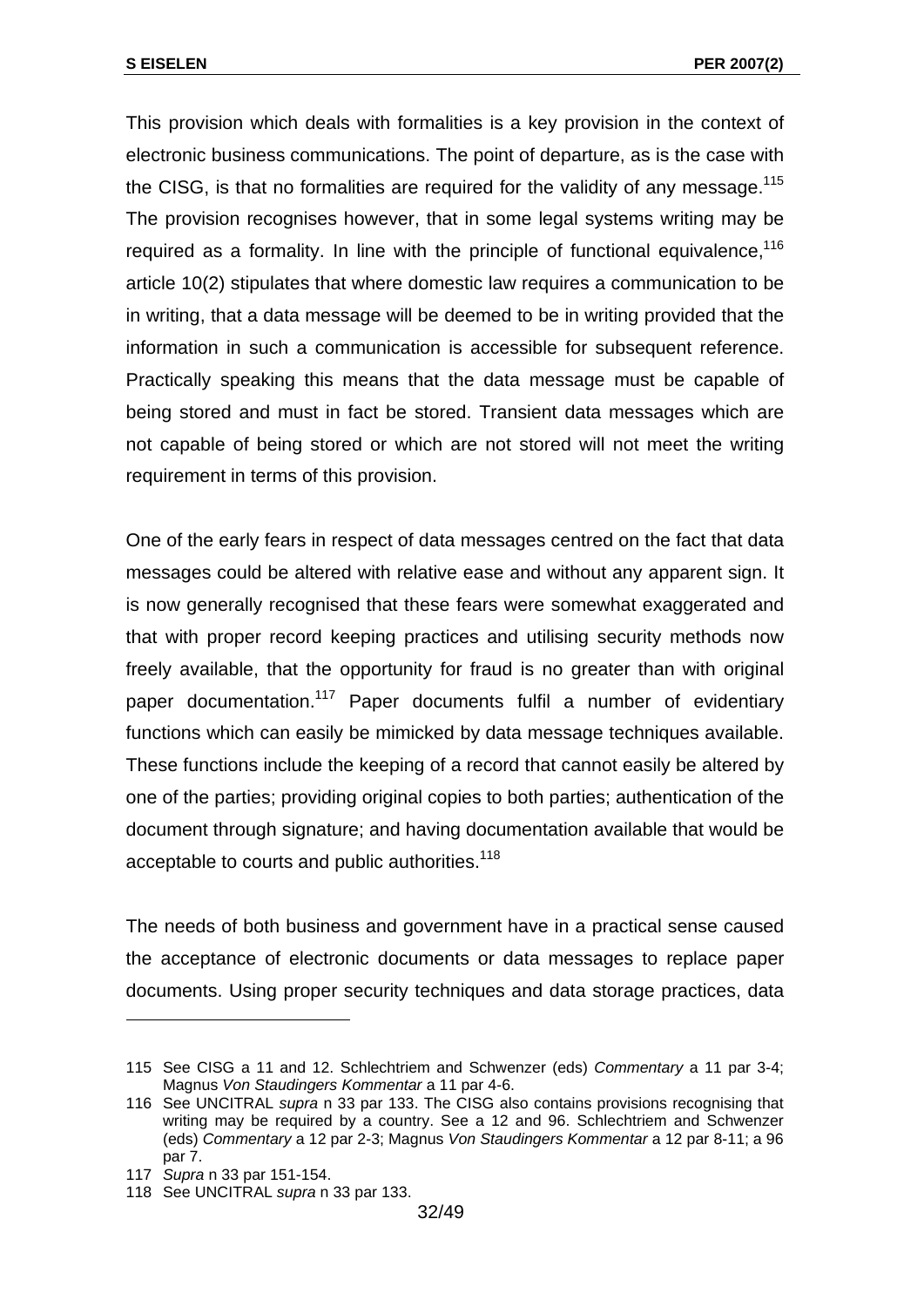This provision which deals with formalities is a key provision in the context of electronic business communications. The point of departure, as is the case with the CISG, is that no formalities are required for the validity of any message.[115] The provision recognises however, that in some legal systems writing may be required as a formality. In line with the principle of functional equivalence,[116] article 10(2) stipulates that where domestic law requires a communication to be in writing, that a data message will be deemed to be in writing provided that the information in such a communication is accessible for subsequent reference. Practically speaking this means that the data message must be capable of being stored and must in fact be stored. Transient data messages which are not capable of being stored or which are not stored will not meet the writing requirement in terms of this provision.

One of the early fears in respect of data messages centred on the fact that data messages could be altered with relative ease and without any apparent sign. It is now generally recognised that these fears were somewhat exaggerated and that with proper record keeping practices and utilising security methods now freely available, that the opportunity for fraud is no greater than with original paper documentation.[117] Paper documents fulfil a number of evidentiary functions which can easily be mimicked by data message techniques available. These functions include the keeping of a record that cannot easily be altered by one of the parties; providing original copies to both parties; authentication of the document through signature; and having documentation available that would be acceptable to courts and public authorities.[118]

The needs of both business and government have in a practical sense caused the acceptance of electronic documents or data messages to replace paper documents. Using proper security techniques and data storage practices, data

---

115 See CISG a 11 and 12. Schlechtriem and Schwenzer (eds) *Commentary* a 11 par 3-4; Magnus *Von Staudingers Kommentar* a 11 par 4-6.

116 See UNCITRAL *supra* n 33 par 133. The CISG also contains provisions recognising that writing may be required by a country. See a 12 and 96. Schlechtriem and Schwenzer (eds) *Commentary* a 12 par 2-3; Magnus *Von Staudingers Kommentar* a 12 par 8-11; a 96 par 7.

117 *Supra* n 33 par 151-154.

118 See UNCITRAL *supra* n 33 par 133.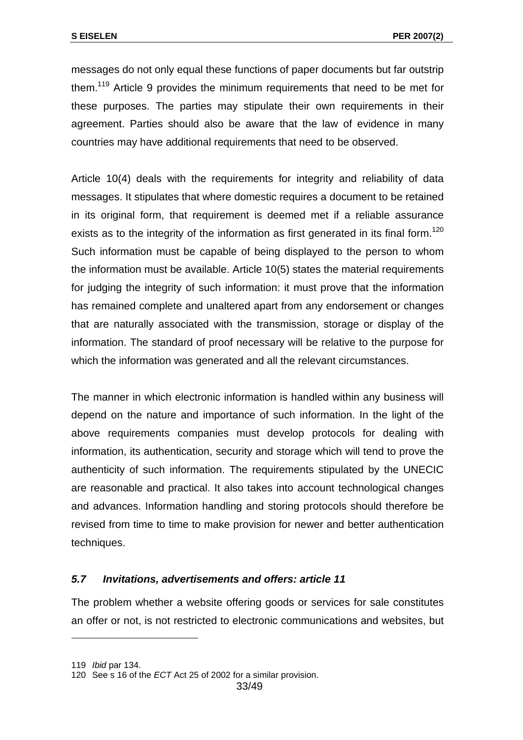messages do not only equal these functions of paper documents but far outstrip them.[119] Article 9 provides the minimum requirements that need to be met for these purposes. The parties may stipulate their own requirements in their agreement. Parties should also be aware that the law of evidence in many countries may have additional requirements that need to be observed.

Article 10(4) deals with the requirements for integrity and reliability of data messages. It stipulates that where domestic requires a document to be retained in its original form, that requirement is deemed met if a reliable assurance exists as to the integrity of the information as first generated in its final form.[120] Such information must be capable of being displayed to the person to whom the information must be available. Article 10(5) states the material requirements for judging the integrity of such information: it must prove that the information has remained complete and unaltered apart from any endorsement or changes that are naturally associated with the transmission, storage or display of the information. The standard of proof necessary will be relative to the purpose for which the information was generated and all the relevant circumstances.

The manner in which electronic information is handled within any business will depend on the nature and importance of such information. In the light of the above requirements companies must develop protocols for dealing with information, its authentication, security and storage which will tend to prove the authenticity of such information. The requirements stipulated by the UNECIC are reasonable and practical. It also takes into account technological changes and advances. Information handling and storing protocols should therefore be revised from time to time to make provision for newer and better authentication techniques.

### *5.7 Invitations, advertisements and offers: article 11*

The problem whether a website offering goods or services for sale constitutes an offer or not, is not restricted to electronic communications and websites, but

---

119 *Ibid* par 134.

120 See s 16 of the *ECT* Act 25 of 2002 for a similar provision.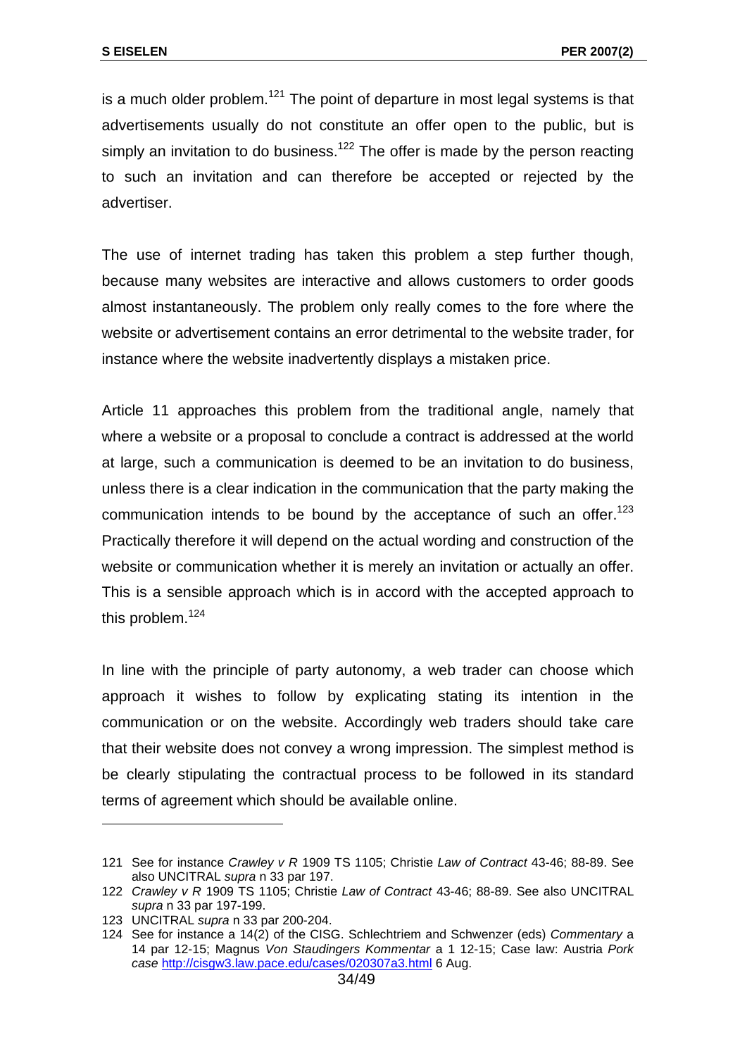is a much older problem.[121] The point of departure in most legal systems is that advertisements usually do not constitute an offer open to the public, but is simply an invitation to do business.[122] The offer is made by the person reacting to such an invitation and can therefore be accepted or rejected by the advertiser.

The use of internet trading has taken this problem a step further though, because many websites are interactive and allows customers to order goods almost instantaneously. The problem only really comes to the fore where the website or advertisement contains an error detrimental to the website trader, for instance where the website inadvertently displays a mistaken price.

Article 11 approaches this problem from the traditional angle, namely that where a website or a proposal to conclude a contract is addressed at the world at large, such a communication is deemed to be an invitation to do business, unless there is a clear indication in the communication that the party making the communication intends to be bound by the acceptance of such an offer.[123] Practically therefore it will depend on the actual wording and construction of the website or communication whether it is merely an invitation or actually an offer. This is a sensible approach which is in accord with the accepted approach to this problem.[124]

In line with the principle of party autonomy, a web trader can choose which approach it wishes to follow by explicating stating its intention in the communication or on the website. Accordingly web traders should take care that their website does not convey a wrong impression. The simplest method is be clearly stipulating the contractual process to be followed in its standard terms of agreement which should be available online.

---

121 See for instance *Crawley v R* 1909 TS 1105; Christie *Law of Contract* 43-46; 88-89. See also UNCITRAL *supra* n 33 par 197.

122 *Crawley v R* 1909 TS 1105; Christie *Law of Contract* 43-46; 88-89. See also UNCITRAL *supra* n 33 par 197-199.

123 UNCITRAL *supra* n 33 par 200-204.

124 See for instance a 14(2) of the CISG. Schlechtriem and Schwenzer (eds) *Commentary* a 14 par 12-15; Magnus *Von Staudingers Kommentar* a 1 12-15; Case law: Austria *Pork case* http://cisgw3.law.pace.edu/cases/020307a3.html 6 Aug.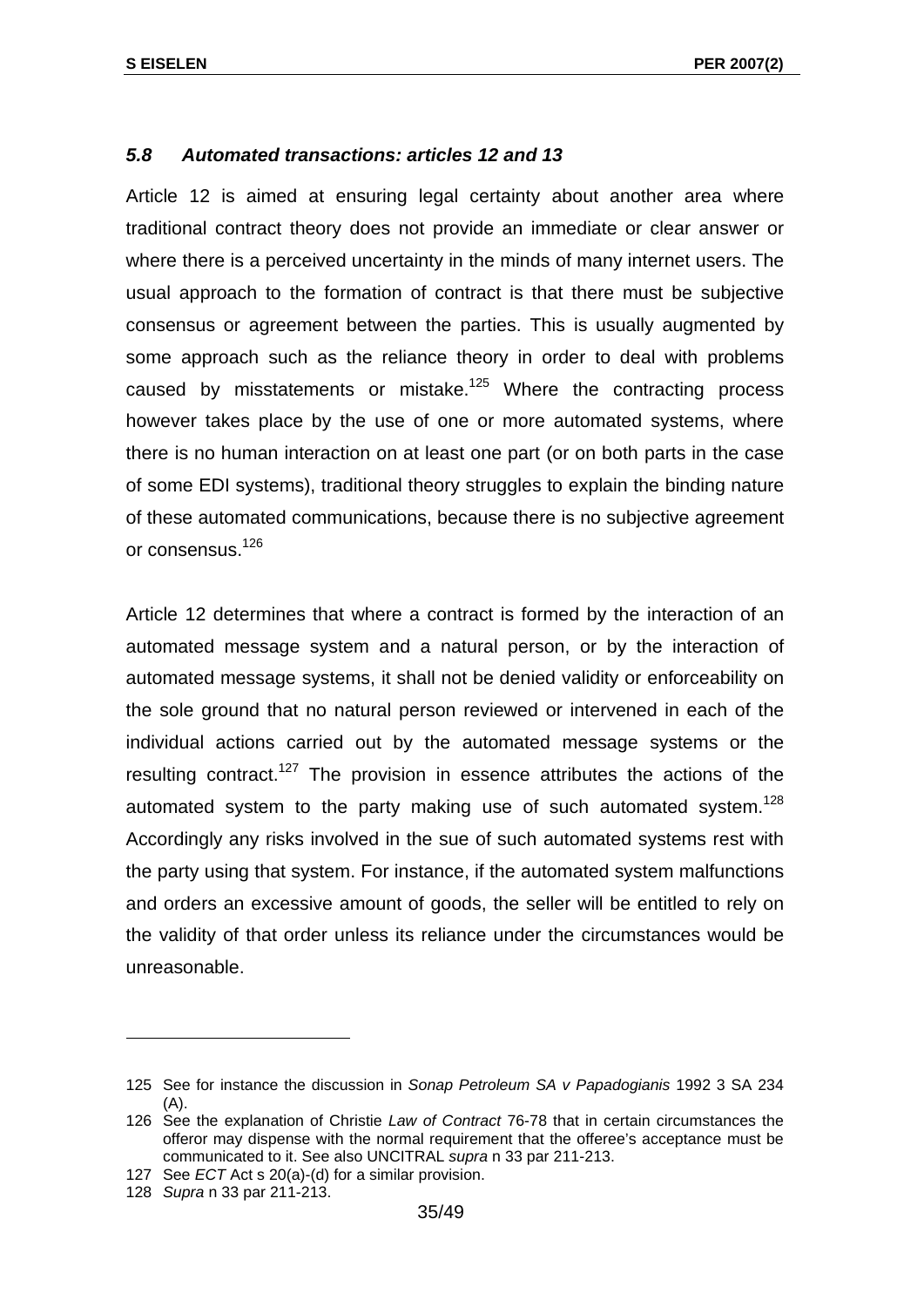### *5.8 Automated transactions: articles 12 and 13*

Article 12 is aimed at ensuring legal certainty about another area where traditional contract theory does not provide an immediate or clear answer or where there is a perceived uncertainty in the minds of many internet users. The usual approach to the formation of contract is that there must be subjective consensus or agreement between the parties. This is usually augmented by some approach such as the reliance theory in order to deal with problems caused by misstatements or mistake.[125] Where the contracting process however takes place by the use of one or more automated systems, where there is no human interaction on at least one part (or on both parts in the case of some EDI systems), traditional theory struggles to explain the binding nature of these automated communications, because there is no subjective agreement or consensus.[126]

Article 12 determines that where a contract is formed by the interaction of an automated message system and a natural person, or by the interaction of automated message systems, it shall not be denied validity or enforceability on the sole ground that no natural person reviewed or intervened in each of the individual actions carried out by the automated message systems or the resulting contract.[127] The provision in essence attributes the actions of the automated system to the party making use of such automated system.[128] Accordingly any risks involved in the sue of such automated systems rest with the party using that system. For instance, if the automated system malfunctions and orders an excessive amount of goods, the seller will be entitled to rely on the validity of that order unless its reliance under the circumstances would be unreasonable.

---

125 See for instance the discussion in *Sonap Petroleum SA v Papadogianis* 1992 3 SA 234 (A).

126 See the explanation of Christie *Law of Contract* 76-78 that in certain circumstances the offeror may dispense with the normal requirement that the offeree's acceptance must be communicated to it. See also UNCITRAL *supra* n 33 par 211-213.

127 See *ECT* Act s 20(a)-(d) for a similar provision.

128 *Supra* n 33 par 211-213.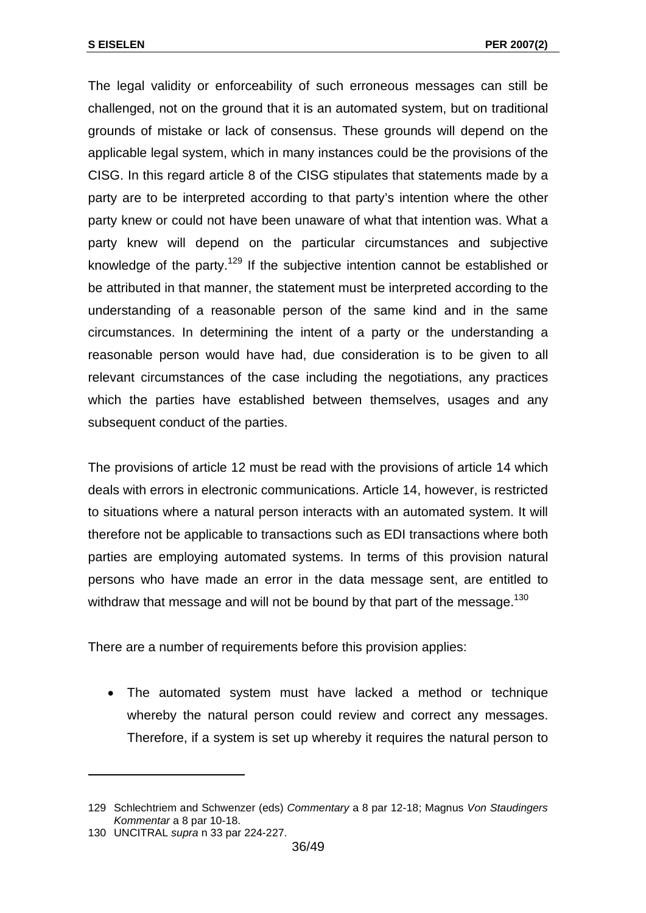The legal validity or enforceability of such erroneous messages can still be challenged, not on the ground that it is an automated system, but on traditional grounds of mistake or lack of consensus. These grounds will depend on the applicable legal system, which in many instances could be the provisions of the CISG. In this regard article 8 of the CISG stipulates that statements made by a party are to be interpreted according to that party's intention where the other party knew or could not have been unaware of what that intention was. What a party knew will depend on the particular circumstances and subjective knowledge of the party.[129] If the subjective intention cannot be established or be attributed in that manner, the statement must be interpreted according to the understanding of a reasonable person of the same kind and in the same circumstances. In determining the intent of a party or the understanding a reasonable person would have had, due consideration is to be given to all relevant circumstances of the case including the negotiations, any practices which the parties have established between themselves, usages and any subsequent conduct of the parties.

The provisions of article 12 must be read with the provisions of article 14 which deals with errors in electronic communications. Article 14, however, is restricted to situations where a natural person interacts with an automated system. It will therefore not be applicable to transactions such as EDI transactions where both parties are employing automated systems. In terms of this provision natural persons who have made an error in the data message sent, are entitled to withdraw that message and will not be bound by that part of the message.[130]

There are a number of requirements before this provision applies:

- The automated system must have lacked a method or technique whereby the natural person could review and correct any messages. Therefore, if a system is set up whereby it requires the natural person to

---

129 Schlechtriem and Schwenzer (eds) *Commentary* a 8 par 12-18; Magnus *Von Staudingers Kommentar* a 8 par 10-18.

130 UNCITRAL *supra* n 33 par 224-227.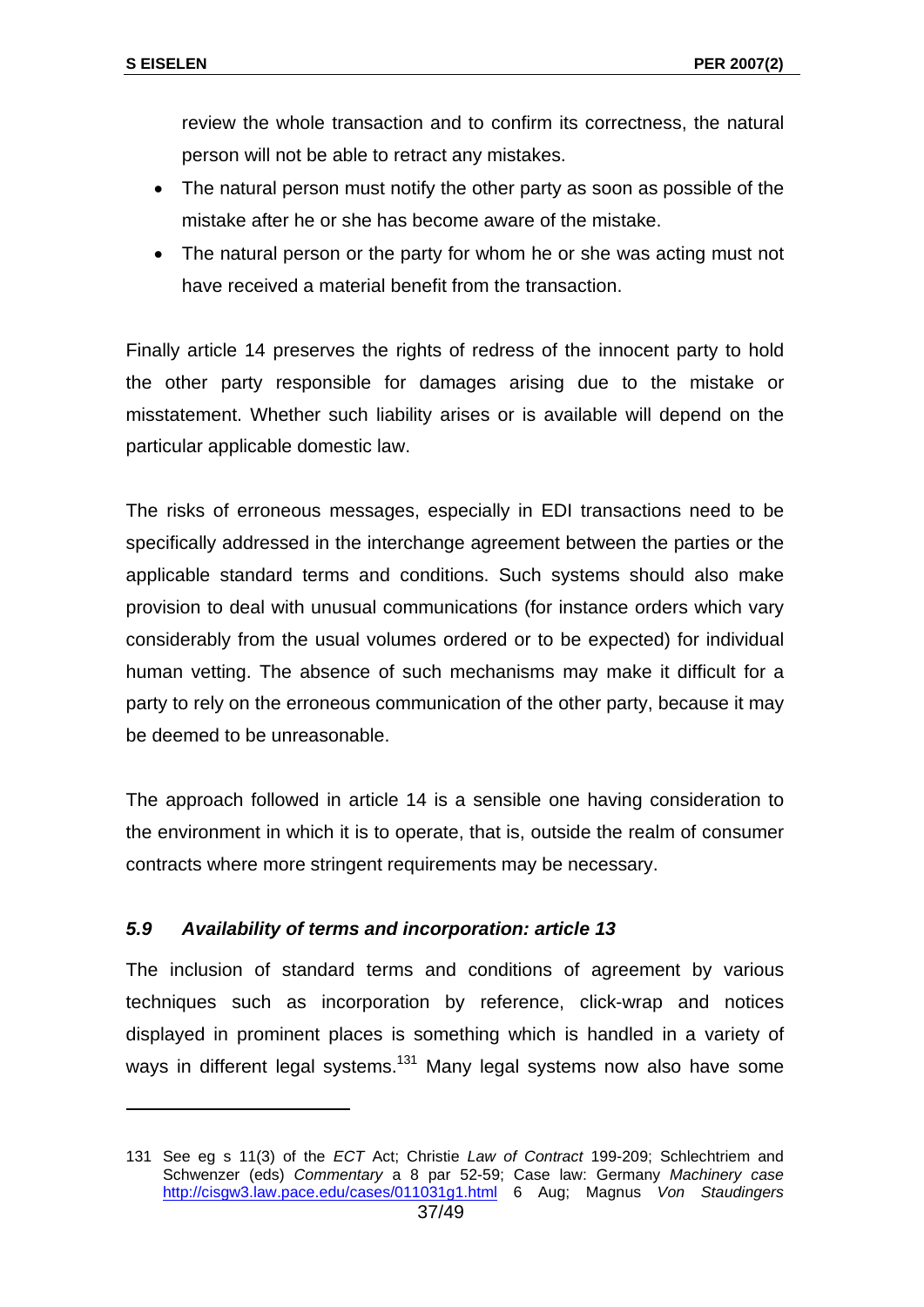review the whole transaction and to confirm its correctness, the natural person will not be able to retract any mistakes.

- The natural person must notify the other party as soon as possible of the mistake after he or she has become aware of the mistake.
- The natural person or the party for whom he or she was acting must not have received a material benefit from the transaction.

Finally article 14 preserves the rights of redress of the innocent party to hold the other party responsible for damages arising due to the mistake or misstatement. Whether such liability arises or is available will depend on the particular applicable domestic law.

The risks of erroneous messages, especially in EDI transactions need to be specifically addressed in the interchange agreement between the parties or the applicable standard terms and conditions. Such systems should also make provision to deal with unusual communications (for instance orders which vary considerably from the usual volumes ordered or to be expected) for individual human vetting. The absence of such mechanisms may make it difficult for a party to rely on the erroneous communication of the other party, because it may be deemed to be unreasonable.

The approach followed in article 14 is a sensible one having consideration to the environment in which it is to operate, that is, outside the realm of consumer contracts where more stringent requirements may be necessary.

### *5.9 Availability of terms and incorporation: article 13*

The inclusion of standard terms and conditions of agreement by various techniques such as incorporation by reference, click-wrap and notices displayed in prominent places is something which is handled in a variety of ways in different legal systems.[131] Many legal systems now also have some

---

131 See eg s 11(3) of the *ECT* Act; Christie *Law of Contract* 199-209; Schlechtriem and Schwenzer (eds) *Commentary* a 8 par 52-59; Case law: Germany *Machinery case* http://cisgw3.law.pace.edu/cases/011031g1.html 6 Aug; Magnus *Von Staudingers*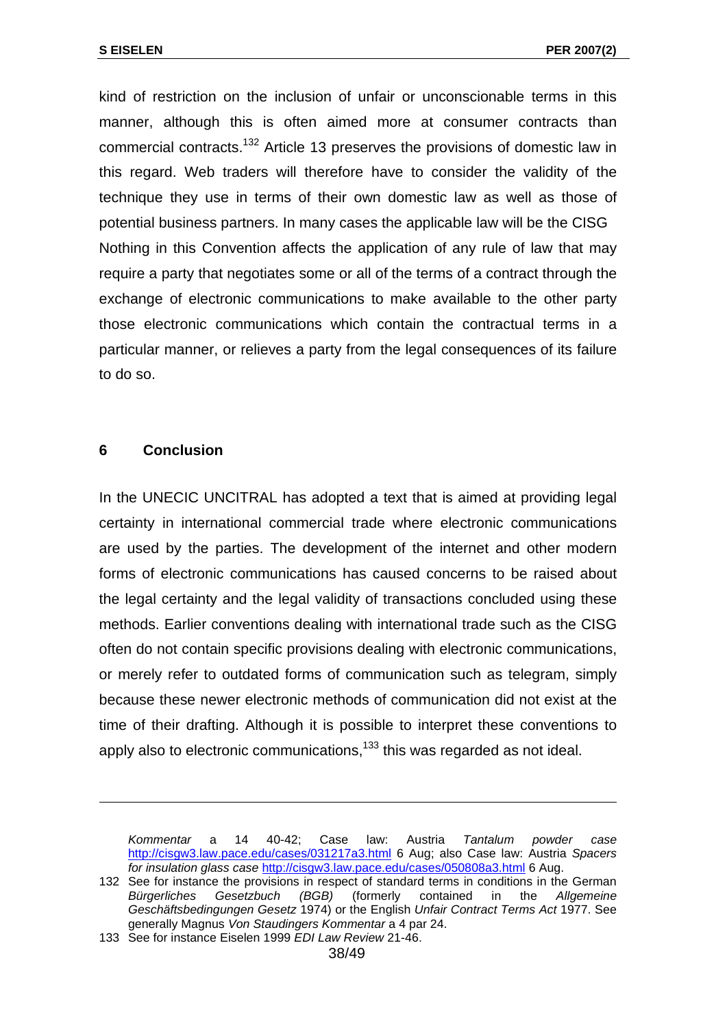kind of restriction on the inclusion of unfair or unconscionable terms in this manner, although this is often aimed more at consumer contracts than commercial contracts.[132] Article 13 preserves the provisions of domestic law in this regard. Web traders will therefore have to consider the validity of the technique they use in terms of their own domestic law as well as those of potential business partners. In many cases the applicable law will be the CISG Nothing in this Convention affects the application of any rule of law that may require a party that negotiates some or all of the terms of a contract through the exchange of electronic communications to make available to the other party those electronic communications which contain the contractual terms in a particular manner, or relieves a party from the legal consequences of its failure to do so.

## 6 Conclusion

In the UNECIC UNCITRAL has adopted a text that is aimed at providing legal certainty in international commercial trade where electronic communications are used by the parties. The development of the internet and other modern forms of electronic communications has caused concerns to be raised about the legal certainty and the legal validity of transactions concluded using these methods. Earlier conventions dealing with international trade such as the CISG often do not contain specific provisions dealing with electronic communications, or merely refer to outdated forms of communication such as telegram, simply because these newer electronic methods of communication did not exist at the time of their drafting. Although it is possible to interpret these conventions to apply also to electronic communications,[133] this was regarded as not ideal.

---

*Kommentar* a 14 40-42; Case law: Austria *Tantalum powder case* http://cisgw3.law.pace.edu/cases/031217a3.html 6 Aug; also Case law: Austria *Spacers for insulation glass case* http://cisgw3.law.pace.edu/cases/050808a3.html 6 Aug.

132 See for instance the provisions in respect of standard terms in conditions in the German *Bürgerliches Gesetzbuch (BGB)* (formerly contained in the *Allgemeine Geschäftsbedingungen Gesetz* 1974) or the English *Unfair Contract Terms Act* 1977. See generally Magnus *Von Staudingers Kommentar* a 4 par 24.

133 See for instance Eiselen 1999 *EDI Law Review* 21-46.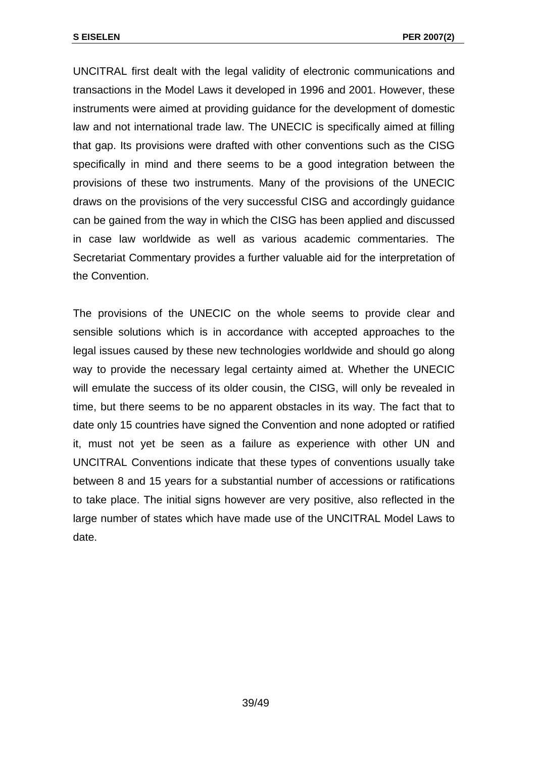UNCITRAL first dealt with the legal validity of electronic communications and transactions in the Model Laws it developed in 1996 and 2001. However, these instruments were aimed at providing guidance for the development of domestic law and not international trade law. The UNECIC is specifically aimed at filling that gap. Its provisions were drafted with other conventions such as the CISG specifically in mind and there seems to be a good integration between the provisions of these two instruments. Many of the provisions of the UNECIC draws on the provisions of the very successful CISG and accordingly guidance can be gained from the way in which the CISG has been applied and discussed in case law worldwide as well as various academic commentaries. The Secretariat Commentary provides a further valuable aid for the interpretation of the Convention.

The provisions of the UNECIC on the whole seems to provide clear and sensible solutions which is in accordance with accepted approaches to the legal issues caused by these new technologies worldwide and should go along way to provide the necessary legal certainty aimed at. Whether the UNECIC will emulate the success of its older cousin, the CISG, will only be revealed in time, but there seems to be no apparent obstacles in its way. The fact that to date only 15 countries have signed the Convention and none adopted or ratified it, must not yet be seen as a failure as experience with other UN and UNCITRAL Conventions indicate that these types of conventions usually take between 8 and 15 years for a substantial number of accessions or ratifications to take place. The initial signs however are very positive, also reflected in the large number of states which have made use of the UNCITRAL Model Laws to date.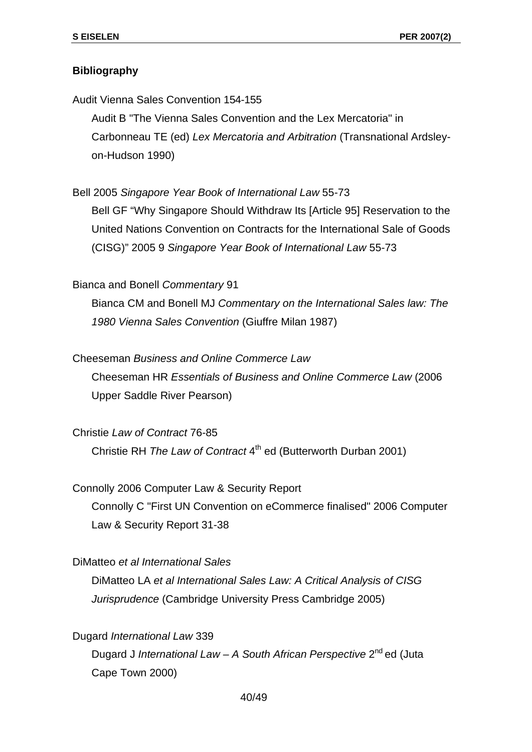**Bibliography**

Audit Vienna Sales Convention 154-155

Audit B "The Vienna Sales Convention and the Lex Mercatoria" in Carbonneau TE (ed) *Lex Mercatoria and Arbitration* (Transnational Ardsley-on-Hudson 1990)

Bell 2005 *Singapore Year Book of International Law* 55-73

Bell GF "Why Singapore Should Withdraw Its [Article 95] Reservation to the United Nations Convention on Contracts for the International Sale of Goods (CISG)" 2005 9 *Singapore Year Book of International Law* 55-73

Bianca and Bonell *Commentary* 91

Bianca CM and Bonell MJ *Commentary on the International Sales law: The 1980 Vienna Sales Convention* (Giuffre Milan 1987)

Cheeseman *Business and Online Commerce Law*

Cheeseman HR *Essentials of Business and Online Commerce Law* (2006 Upper Saddle River Pearson)

Christie *Law of Contract* 76-85

Christie RH *The Law of Contract* 4th ed (Butterworth Durban 2001)

Connolly 2006 Computer Law & Security Report

Connolly C "First UN Convention on eCommerce finalised" 2006 Computer Law & Security Report 31-38

DiMatteo *et al International Sales*

DiMatteo LA *et al International Sales Law: A Critical Analysis of CISG Jurisprudence* (Cambridge University Press Cambridge 2005)

Dugard *International Law* 339

Dugard J *International Law – A South African Perspective* 2nd ed (Juta Cape Town 2000)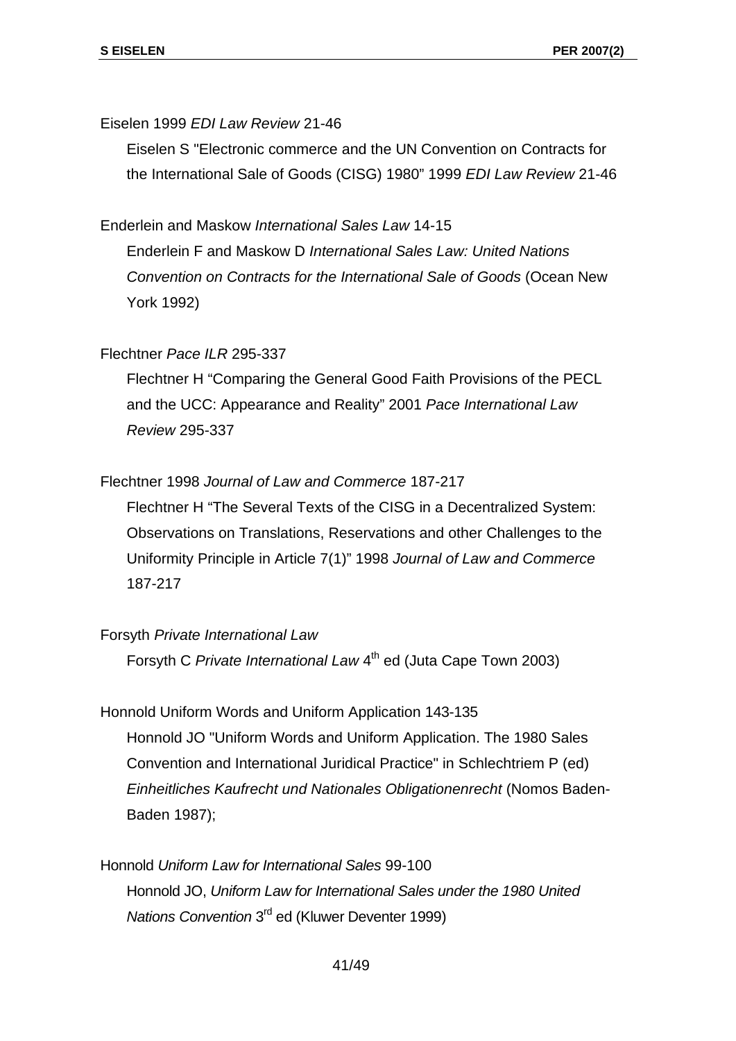Eiselen 1999 *EDI Law Review* 21-46

Eiselen S "Electronic commerce and the UN Convention on Contracts for the International Sale of Goods (CISG) 1980" 1999 *EDI Law Review* 21-46

Enderlein and Maskow *International Sales Law* 14-15

Enderlein F and Maskow D *International Sales Law: United Nations Convention on Contracts for the International Sale of Goods* (Ocean New York 1992)

Flechtner *Pace ILR* 295-337

Flechtner H "Comparing the General Good Faith Provisions of the PECL and the UCC: Appearance and Reality" 2001 *Pace International Law Review* 295-337

Flechtner 1998 *Journal of Law and Commerce* 187-217

Flechtner H "The Several Texts of the CISG in a Decentralized System: Observations on Translations, Reservations and other Challenges to the Uniformity Principle in Article 7(1)" 1998 *Journal of Law and Commerce* 187-217

Forsyth *Private International Law*

Forsyth C *Private International Law* 4th ed (Juta Cape Town 2003)

Honnold Uniform Words and Uniform Application 143-135

Honnold JO "Uniform Words and Uniform Application. The 1980 Sales Convention and International Juridical Practice" in Schlechtriem P (ed) *Einheitliches Kaufrecht und Nationales Obligationenrecht* (Nomos Baden-Baden 1987);

Honnold *Uniform Law for International Sales* 99-100

Honnold JO, *Uniform Law for International Sales under the 1980 United Nations Convention* 3rd ed (Kluwer Deventer 1999)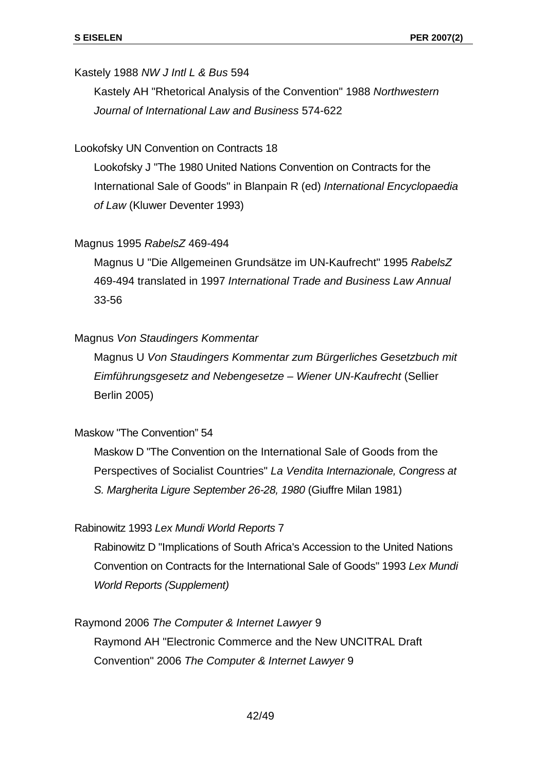Kastely 1988 *NW J Intl L & Bus* 594

Kastely AH "Rhetorical Analysis of the Convention" 1988 *Northwestern Journal of International Law and Business* 574-622

Lookofsky UN Convention on Contracts 18

Lookofsky J "The 1980 United Nations Convention on Contracts for the International Sale of Goods" in Blanpain R (ed) *International Encyclopaedia of Law* (Kluwer Deventer 1993)

Magnus 1995 *RabelsZ* 469-494

Magnus U "Die Allgemeinen Grundsätze im UN-Kaufrecht" 1995 *RabelsZ* 469-494 translated in 1997 *International Trade and Business Law Annual* 33-56

Magnus *Von Staudingers Kommentar*

Magnus U *Von Staudingers Kommentar zum Bürgerliches Gesetzbuch mit Eimführungsgesetz and Nebengesetze – Wiener UN-Kaufrecht* (Sellier Berlin 2005)

Maskow "The Convention" 54

Maskow D "The Convention on the International Sale of Goods from the Perspectives of Socialist Countries" *La Vendita Internazionale, Congress at S. Margherita Ligure September 26-28, 1980* (Giuffre Milan 1981)

Rabinowitz 1993 *Lex Mundi World Reports* 7

Rabinowitz D "Implications of South Africa's Accession to the United Nations Convention on Contracts for the International Sale of Goods" 1993 *Lex Mundi World Reports (Supplement)*

Raymond 2006 *The Computer & Internet Lawyer* 9

Raymond AH "Electronic Commerce and the New UNCITRAL Draft Convention" 2006 *The Computer & Internet Lawyer* 9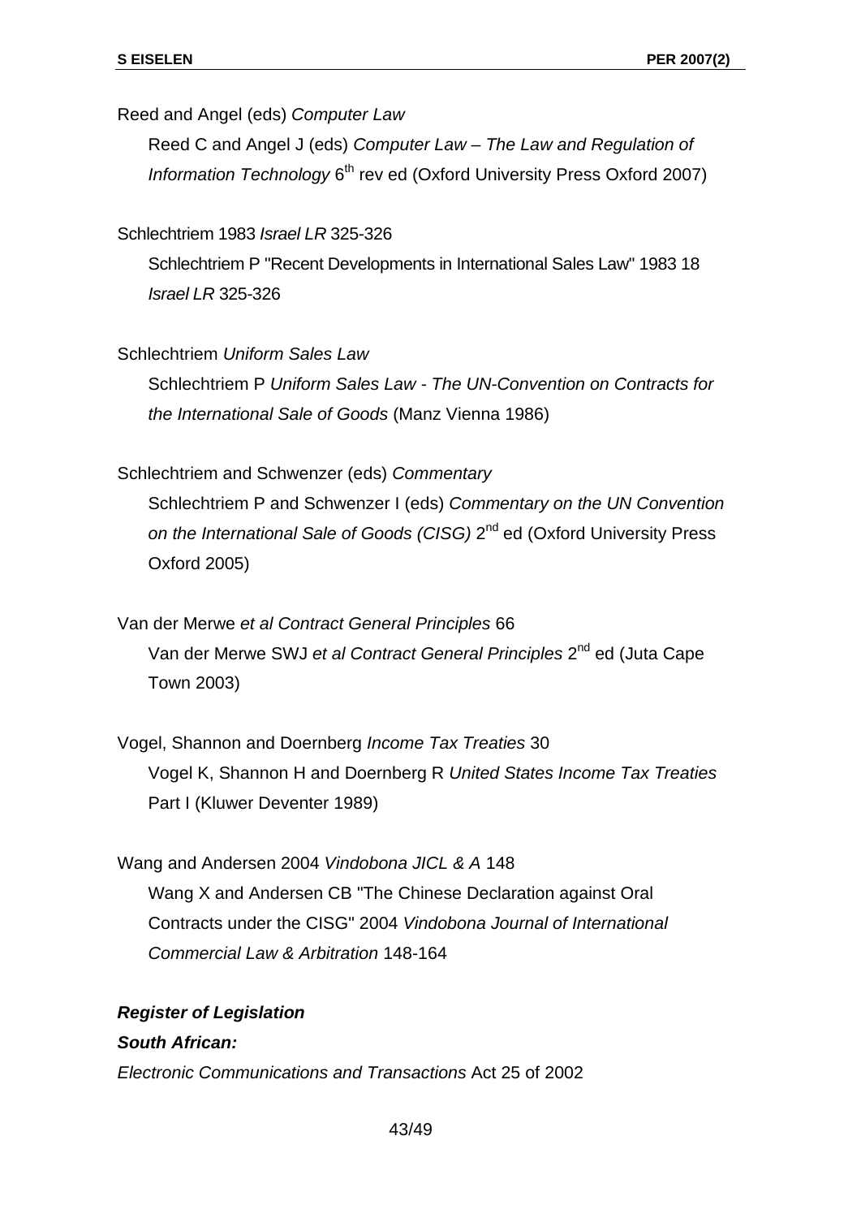Reed and Angel (eds) *Computer Law*

Reed C and Angel J (eds) *Computer Law – The Law and Regulation of Information Technology* 6th rev ed (Oxford University Press Oxford 2007)

Schlechtriem 1983 *Israel LR* 325-326

Schlechtriem P "Recent Developments in International Sales Law" 1983 18 *Israel LR* 325-326

Schlechtriem *Uniform Sales Law*

Schlechtriem P *Uniform Sales Law - The UN-Convention on Contracts for the International Sale of Goods* (Manz Vienna 1986)

Schlechtriem and Schwenzer (eds) *Commentary*

Schlechtriem P and Schwenzer I (eds) *Commentary on the UN Convention on the International Sale of Goods (CISG)* 2nd ed (Oxford University Press Oxford 2005)

Van der Merwe *et al Contract General Principles* 66

Van der Merwe SWJ *et al Contract General Principles* 2nd ed (Juta Cape Town 2003)

Vogel, Shannon and Doernberg *Income Tax Treaties* 30

Vogel K, Shannon H and Doernberg R *United States Income Tax Treaties* Part I (Kluwer Deventer 1989)

Wang and Andersen 2004 *Vindobona JICL & A* 148

Wang X and Andersen CB "The Chinese Declaration against Oral Contracts under the CISG" 2004 *Vindobona Journal of International Commercial Law & Arbitration* 148-164

***Register of Legislation***

***South African:***

*Electronic Communications and Transactions* Act 25 of 2002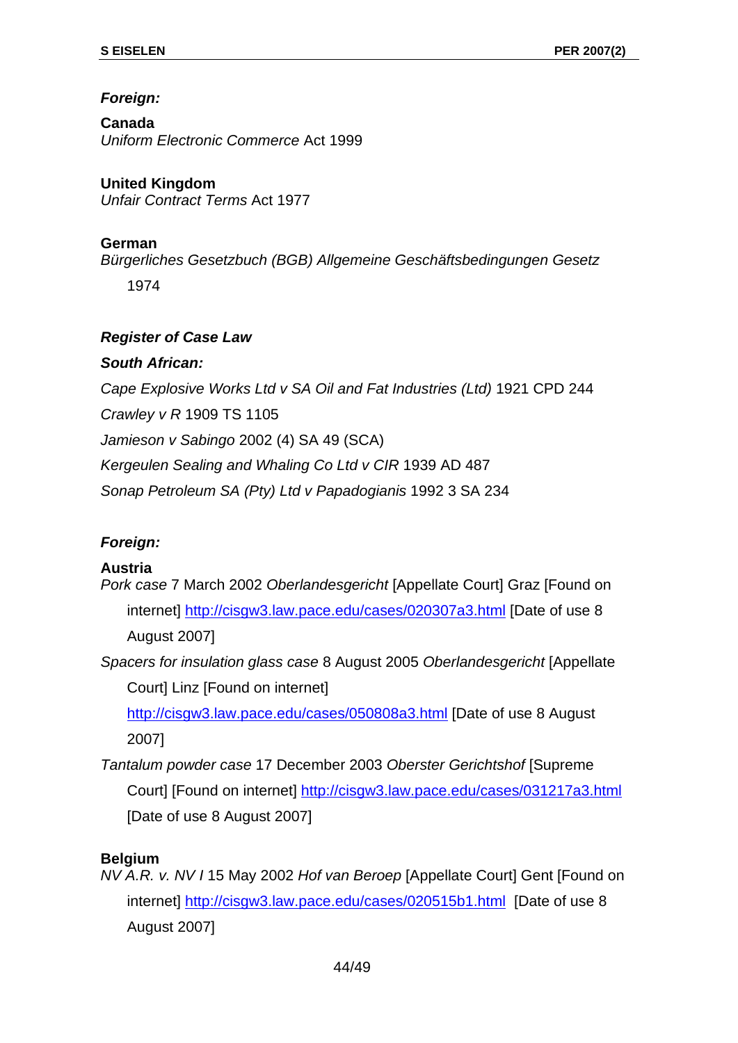***Foreign:***

**Canada**
*Uniform Electronic Commerce* Act 1999

**United Kingdom**
*Unfair Contract Terms* Act 1977

**German**
*Bürgerliches Gesetzbuch (BGB) Allgemeine Geschäftsbedingungen Gesetz* 1974

***Register of Case Law***

***South African:***

*Cape Explosive Works Ltd v SA Oil and Fat Industries (Ltd)* 1921 CPD 244

*Crawley v R* 1909 TS 1105

*Jamieson v Sabingo* 2002 (4) SA 49 (SCA)

*Kergeulen Sealing and Whaling Co Ltd v CIR* 1939 AD 487

*Sonap Petroleum SA (Pty) Ltd v Papadogianis* 1992 3 SA 234

***Foreign:***

**Austria**

*Pork case* 7 March 2002 *Oberlandesgericht* [Appellate Court] Graz [Found on internet] http://cisgw3.law.pace.edu/cases/020307a3.html [Date of use 8 August 2007]

*Spacers for insulation glass case* 8 August 2005 *Oberlandesgericht* [Appellate Court] Linz [Found on internet] http://cisgw3.law.pace.edu/cases/050808a3.html [Date of use 8 August 2007]

*Tantalum powder case* 17 December 2003 *Oberster Gerichtshof* [Supreme Court] [Found on internet] http://cisgw3.law.pace.edu/cases/031217a3.html [Date of use 8 August 2007]

**Belgium**

*NV A.R. v. NV I* 15 May 2002 *Hof van Beroep* [Appellate Court] Gent [Found on internet] http://cisgw3.law.pace.edu/cases/020515b1.html [Date of use 8 August 2007]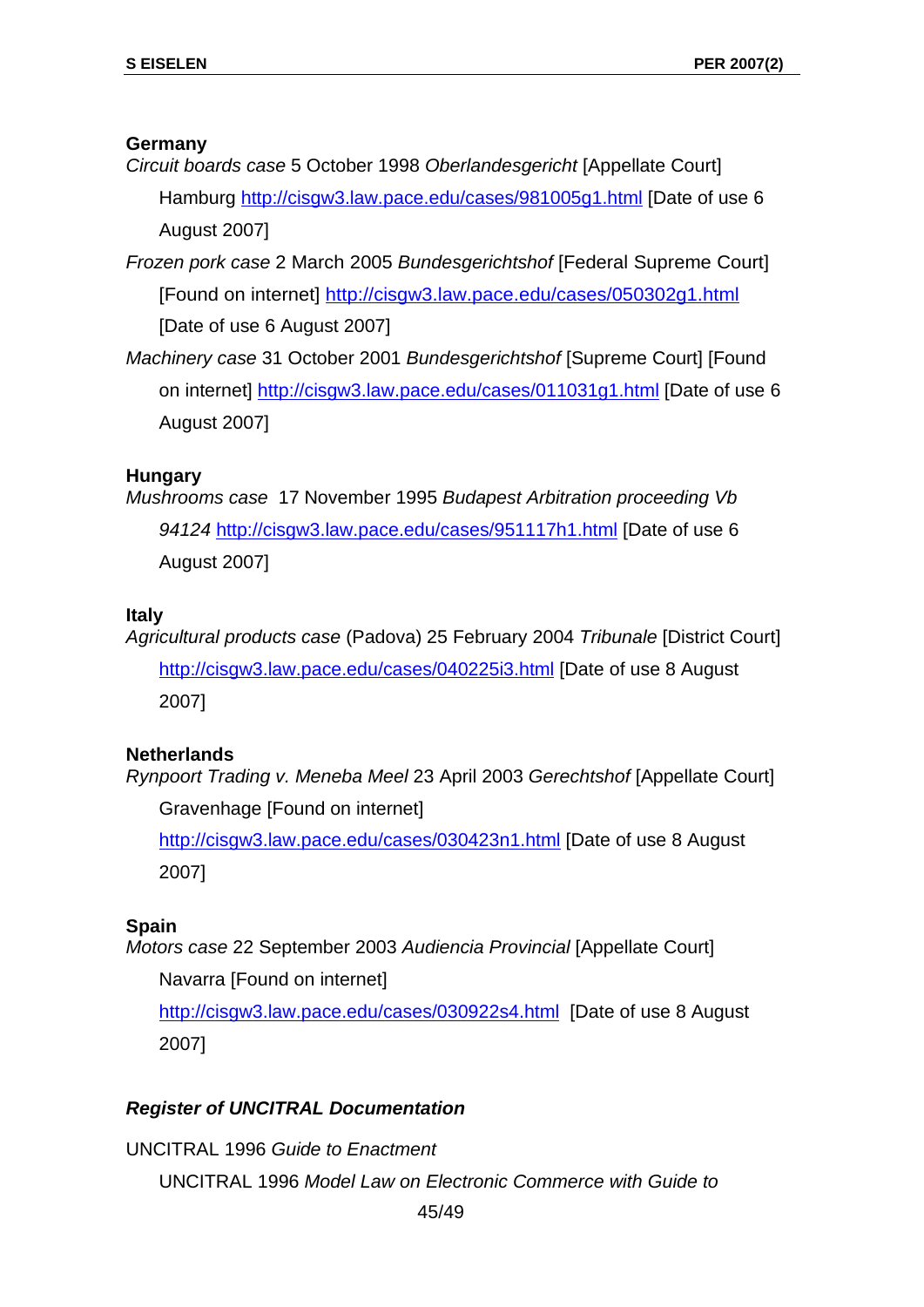**Germany**

*Circuit boards case* 5 October 1998 *Oberlandesgericht* [Appellate Court] Hamburg http://cisgw3.law.pace.edu/cases/981005g1.html [Date of use 6 August 2007]

*Frozen pork case* 2 March 2005 *Bundesgerichtshof* [Federal Supreme Court] [Found on internet] http://cisgw3.law.pace.edu/cases/050302g1.html [Date of use 6 August 2007]

*Machinery case* 31 October 2001 *Bundesgerichtshof* [Supreme Court] [Found on internet] http://cisgw3.law.pace.edu/cases/011031g1.html [Date of use 6 August 2007]

**Hungary**

*Mushrooms case* 17 November 1995 *Budapest Arbitration proceeding Vb 94124* http://cisgw3.law.pace.edu/cases/951117h1.html [Date of use 6 August 2007]

**Italy**

*Agricultural products case* (Padova) 25 February 2004 *Tribunale* [District Court] http://cisgw3.law.pace.edu/cases/040225i3.html [Date of use 8 August 2007]

**Netherlands**

*Rynpoort Trading v. Meneba Meel* 23 April 2003 *Gerechtshof* [Appellate Court] Gravenhage [Found on internet] http://cisgw3.law.pace.edu/cases/030423n1.html [Date of use 8 August 2007]

**Spain**

*Motors case* 22 September 2003 *Audiencia Provincial* [Appellate Court] Navarra [Found on internet] http://cisgw3.law.pace.edu/cases/030922s4.html [Date of use 8 August 2007]

***Register of UNCITRAL Documentation***

UNCITRAL 1996 *Guide to Enactment*

UNCITRAL 1996 *Model Law on Electronic Commerce with Guide to*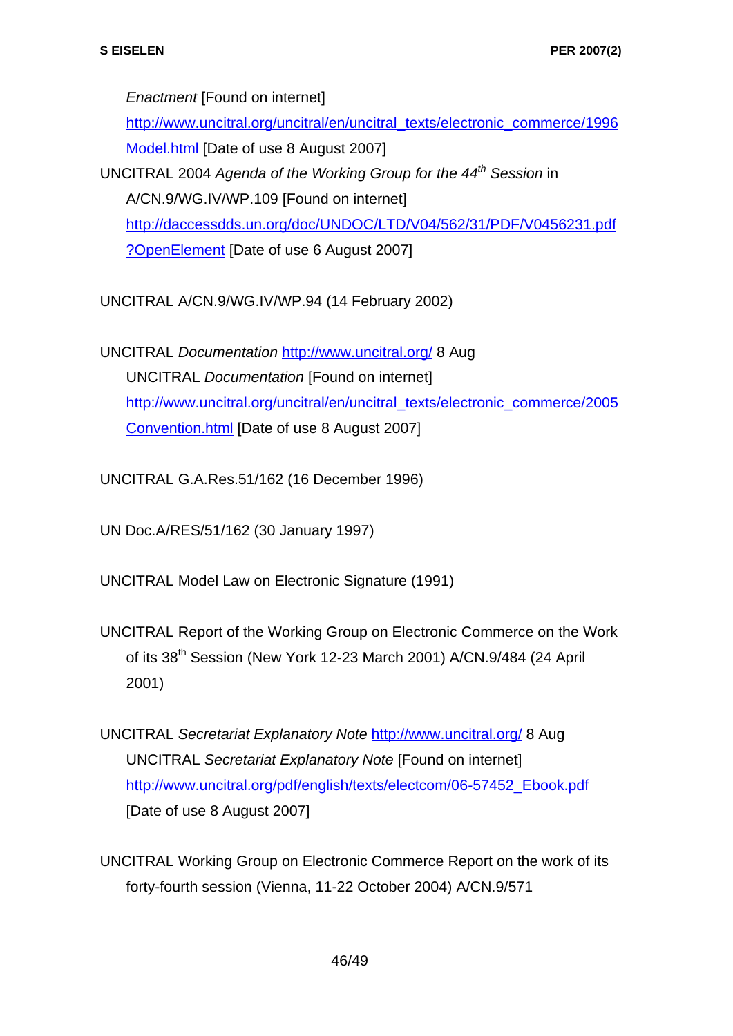*Enactment* [Found on internet] http://www.uncitral.org/uncitral/en/uncitral_texts/electronic_commerce/1996Model.html [Date of use 8 August 2007]

UNCITRAL 2004 *Agenda of the Working Group for the 44th Session* in A/CN.9/WG.IV/WP.109 [Found on internet] http://daccessdds.un.org/doc/UNDOC/LTD/V04/562/31/PDF/V0456231.pdf?OpenElement [Date of use 6 August 2007]

UNCITRAL A/CN.9/WG.IV/WP.94 (14 February 2002)

UNCITRAL *Documentation* http://www.uncitral.org/ 8 Aug UNCITRAL *Documentation* [Found on internet] http://www.uncitral.org/uncitral/en/uncitral_texts/electronic_commerce/2005Convention.html [Date of use 8 August 2007]

UNCITRAL G.A.Res.51/162 (16 December 1996)

UN Doc.A/RES/51/162 (30 January 1997)

UNCITRAL Model Law on Electronic Signature (1991)

UNCITRAL Report of the Working Group on Electronic Commerce on the Work of its 38th Session (New York 12-23 March 2001) A/CN.9/484 (24 April 2001)

UNCITRAL *Secretariat Explanatory Note* http://www.uncitral.org/ 8 Aug UNCITRAL *Secretariat Explanatory Note* [Found on internet] http://www.uncitral.org/pdf/english/texts/electcom/06-57452_Ebook.pdf [Date of use 8 August 2007]

UNCITRAL Working Group on Electronic Commerce Report on the work of its forty-fourth session (Vienna, 11-22 October 2004) A/CN.9/571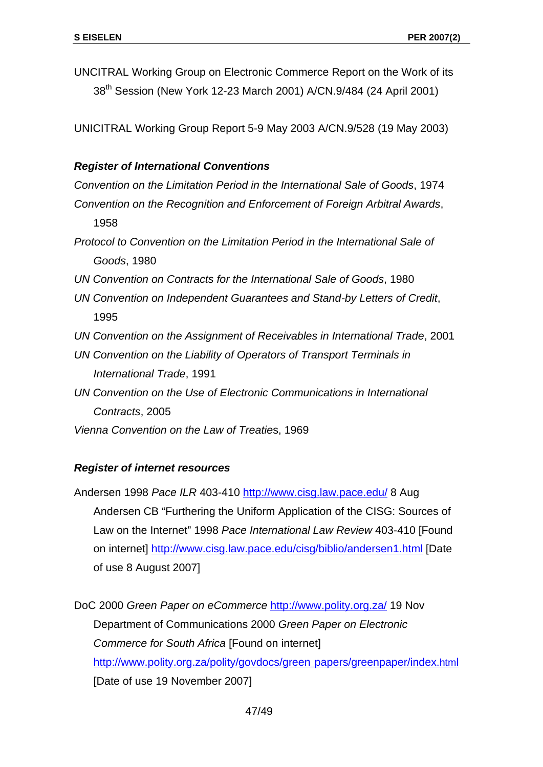UNCITRAL Working Group on Electronic Commerce Report on the Work of its 38th Session (New York 12-23 March 2001) A/CN.9/484 (24 April 2001)

UNICITRAL Working Group Report 5-9 May 2003 A/CN.9/528 (19 May 2003)

***Register of International Conventions***

*Convention on the Limitation Period in the International Sale of Goods*, 1974

*Convention on the Recognition and Enforcement of Foreign Arbitral Awards*, 1958

*Protocol to Convention on the Limitation Period in the International Sale of Goods*, 1980

*UN Convention on Contracts for the International Sale of Goods*, 1980

*UN Convention on Independent Guarantees and Stand-by Letters of Credit*, 1995

*UN Convention on the Assignment of Receivables in International Trade*, 2001

*UN Convention on the Liability of Operators of Transport Terminals in International Trade*, 1991

*UN Convention on the Use of Electronic Communications in International Contracts*, 2005

*Vienna Convention on the Law of Treaties*, 1969

***Register of internet resources***

Andersen 1998 *Pace ILR* 403-410 http://www.cisg.law.pace.edu/ 8 Aug
Andersen CB "Furthering the Uniform Application of the CISG: Sources of Law on the Internet" 1998 *Pace International Law Review* 403-410 [Found on internet] http://www.cisg.law.pace.edu/cisg/biblio/andersen1.html [Date of use 8 August 2007]

DoC 2000 *Green Paper on eCommerce* http://www.polity.org.za/ 19 Nov
Department of Communications 2000 *Green Paper on Electronic Commerce for South Africa* [Found on internet] http://www.polity.org.za/polity/govdocs/green_papers/greenpaper/index.html [Date of use 19 November 2007]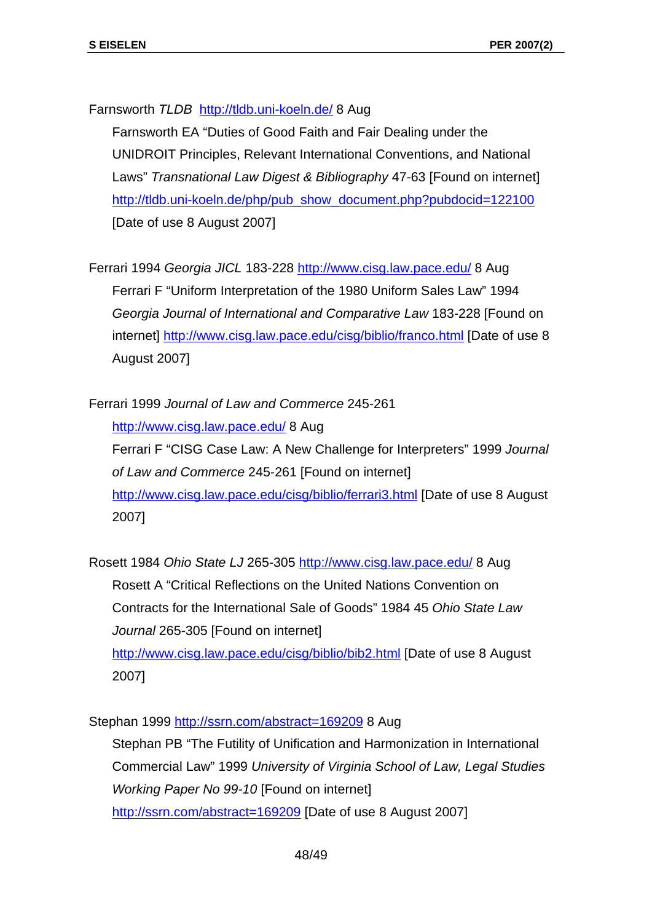Farnsworth *TLDB* http://tldb.uni-koeln.de/ 8 Aug

Farnsworth EA "Duties of Good Faith and Fair Dealing under the UNIDROIT Principles, Relevant International Conventions, and National Laws" *Transnational Law Digest & Bibliography* 47-63 [Found on internet] http://tldb.uni-koeln.de/php/pub_show_document.php?pubdocid=122100 [Date of use 8 August 2007]

Ferrari 1994 *Georgia JICL* 183-228 http://www.cisg.law.pace.edu/ 8 Aug

Ferrari F "Uniform Interpretation of the 1980 Uniform Sales Law" 1994 *Georgia Journal of International and Comparative Law* 183-228 [Found on internet] http://www.cisg.law.pace.edu/cisg/biblio/franco.html [Date of use 8 August 2007]

Ferrari 1999 *Journal of Law and Commerce* 245-261 http://www.cisg.law.pace.edu/ 8 Aug

Ferrari F "CISG Case Law: A New Challenge for Interpreters" 1999 *Journal of Law and Commerce* 245-261 [Found on internet] http://www.cisg.law.pace.edu/cisg/biblio/ferrari3.html [Date of use 8 August 2007]

Rosett 1984 *Ohio State LJ* 265-305 http://www.cisg.law.pace.edu/ 8 Aug

Rosett A "Critical Reflections on the United Nations Convention on Contracts for the International Sale of Goods" 1984 45 *Ohio State Law Journal* 265-305 [Found on internet] http://www.cisg.law.pace.edu/cisg/biblio/bib2.html [Date of use 8 August 2007]

Stephan 1999 http://ssrn.com/abstract=169209 8 Aug

Stephan PB "The Futility of Unification and Harmonization in International Commercial Law" 1999 *University of Virginia School of Law, Legal Studies Working Paper No 99-10* [Found on internet] http://ssrn.com/abstract=169209 [Date of use 8 August 2007]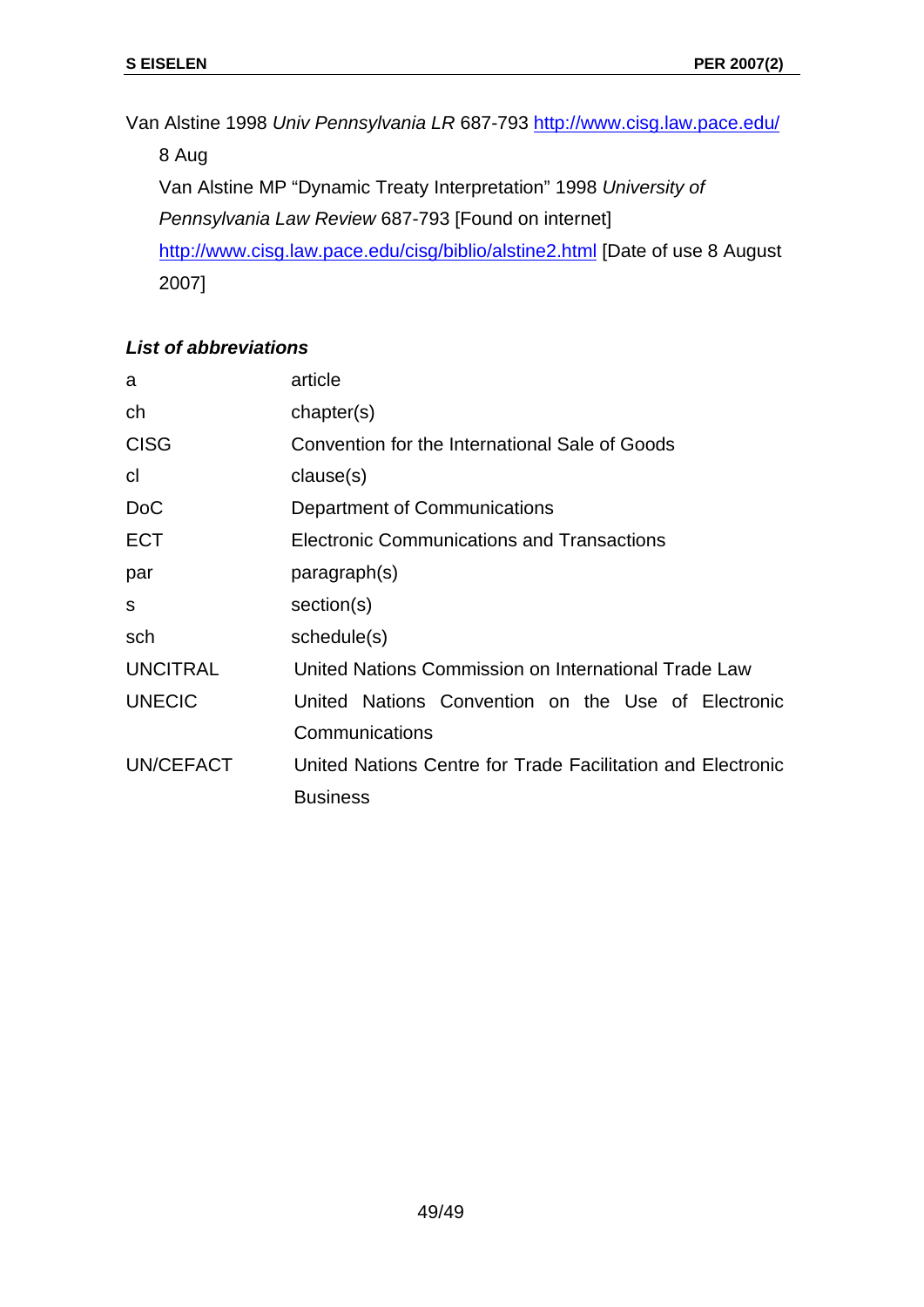Van Alstine 1998 *Univ Pennsylvania LR* 687-793 http://www.cisg.law.pace.edu/ 8 Aug

Van Alstine MP "Dynamic Treaty Interpretation" 1998 *University of Pennsylvania Law Review* 687-793 [Found on internet] http://www.cisg.law.pace.edu/cisg/biblio/alstine2.html [Date of use 8 August 2007]

***List of abbreviations***

| | |
|---|---|
| a | article |
| ch | chapter(s) |
| CISG | Convention for the International Sale of Goods |
| cl | clause(s) |
| DoC | Department of Communications |
| ECT | Electronic Communications and Transactions |
| par | paragraph(s) |
| s | section(s) |
| sch | schedule(s) |
| UNCITRAL | United Nations Commission on International Trade Law |
| UNECIC | United Nations Convention on the Use of Electronic Communications |
| UN/CEFACT | United Nations Centre for Trade Facilitation and Electronic Business |